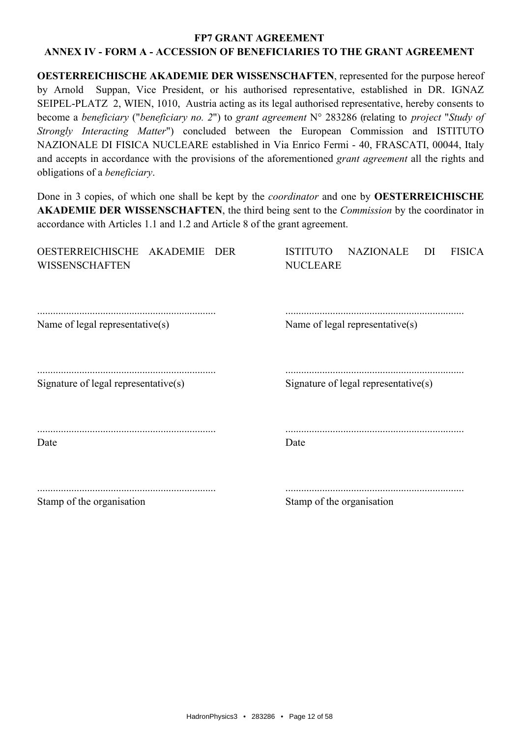**FP7 GRANT AGREEMENT**

**ANNEX IV - FORM A - ACCESSION OF BENEFICIARIES TO THE GRANT AGREEMENT**

**OESTERREICHISCHE AKADEMIE DER WISSENSCHAFTEN**, represented for the purpose hereof by Arnold Suppan, Vice President, or his authorised representative, established in DR. IGNAZ SEIPEL-PLATZ 2, WIEN, 1010, Austria acting as its legal authorised representative, hereby consents to become a *beneficiary* ("*beneficiary no. 2*") to *grant agreement* N° 283286 (relating to *project* "*Study of Strongly Interacting Matter*") concluded between the European Commission and ISTITUTO NAZIONALE DI FISICA NUCLEARE established in Via Enrico Fermi - 40, FRASCATI, 00044, Italy and accepts in accordance with the provisions of the aforementioned *grant agreement* all the rights and obligations of a *beneficiary*.

Done in 3 copies, of which one shall be kept by the *coordinator* and one by **OESTERREICHISCHE AKADEMIE DER WISSENSCHAFTEN**, the third being sent to the *Commission* by the coordinator in accordance with Articles 1.1 and 1.2 and Article 8 of the grant agreement.

| OESTERREICHISCHE AKADEMIE DER WISSENSCHAFTEN | ISTITUTO NAZIONALE DI FISICA NUCLEARE |
| --- | --- |
| ................................................................... | ................................................................... |
| Name of legal representative(s) | Name of legal representative(s) |
| ................................................................... | ................................................................... |
| Signature of legal representative(s) | Signature of legal representative(s) |
| ................................................................... | ................................................................... |
| Date | Date |
| ................................................................... | ................................................................... |
| Stamp of the organisation | Stamp of the organisation |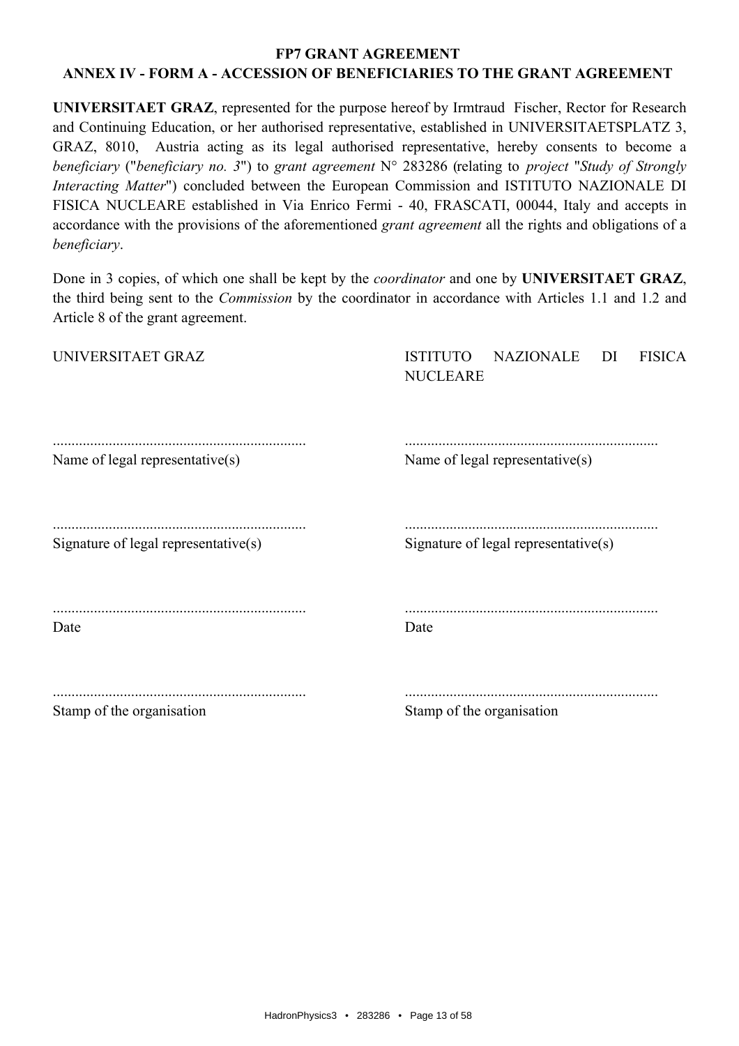**FP7 GRANT AGREEMENT**

**ANNEX IV - FORM A - ACCESSION OF BENEFICIARIES TO THE GRANT AGREEMENT**

**UNIVERSITAET GRAZ**, represented for the purpose hereof by Irmtraud Fischer, Rector for Research and Continuing Education, or her authorised representative, established in UNIVERSITAETSPLATZ 3, GRAZ, 8010, Austria acting as its legal authorised representative, hereby consents to become a *beneficiary* ("*beneficiary no. 3*") to *grant agreement* N° 283286 (relating to *project* "*Study of Strongly Interacting Matter*") concluded between the European Commission and ISTITUTO NAZIONALE DI FISICA NUCLEARE established in Via Enrico Fermi - 40, FRASCATI, 00044, Italy and accepts in accordance with the provisions of the aforementioned *grant agreement* all the rights and obligations of a *beneficiary*.

Done in 3 copies, of which one shall be kept by the *coordinator* and one by **UNIVERSITAET GRAZ**, the third being sent to the *Commission* by the coordinator in accordance with Articles 1.1 and 1.2 and Article 8 of the grant agreement.

| UNIVERSITAET GRAZ | ISTITUTO NAZIONALE DI FISICA NUCLEARE |
|---|---|
| ................................................................... | ................................................................... |
| Name of legal representative(s) | Name of legal representative(s) |
| ................................................................... | ................................................................... |
| Signature of legal representative(s) | Signature of legal representative(s) |
| ................................................................... | ................................................................... |
| Date | Date |
| ................................................................... | ................................................................... |
| Stamp of the organisation | Stamp of the organisation |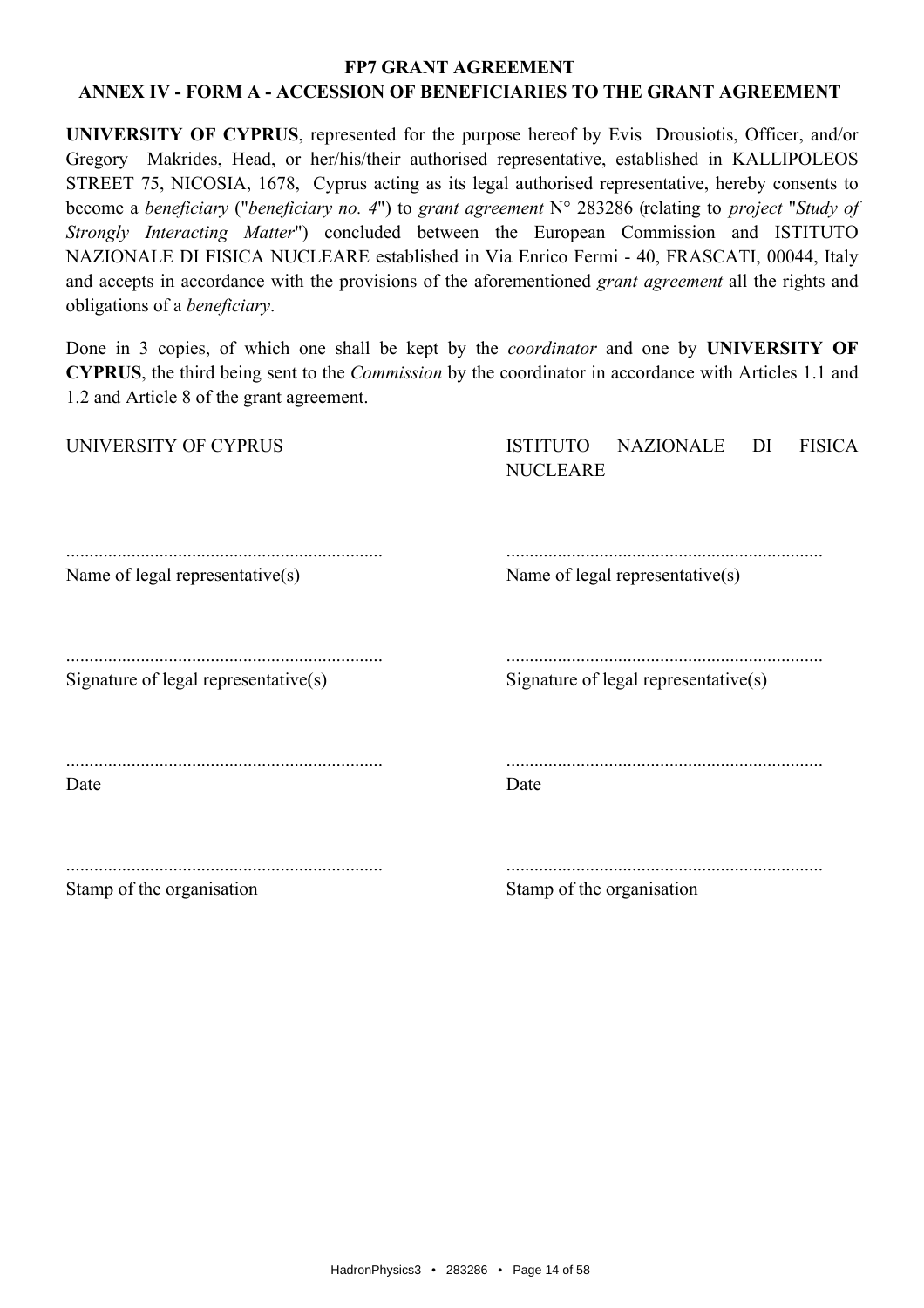**FP7 GRANT AGREEMENT**

**ANNEX IV - FORM A - ACCESSION OF BENEFICIARIES TO THE GRANT AGREEMENT**

**UNIVERSITY OF CYPRUS**, represented for the purpose hereof by Evis Drousiotis, Officer, and/or Gregory Makrides, Head, or her/his/their authorised representative, established in KALLIPOLEOS STREET 75, NICOSIA, 1678, Cyprus acting as its legal authorised representative, hereby consents to become a *beneficiary* ("*beneficiary no. 4*") to *grant agreement* N° 283286 (relating to *project* "*Study of Strongly Interacting Matter*") concluded between the European Commission and ISTITUTO NAZIONALE DI FISICA NUCLEARE established in Via Enrico Fermi - 40, FRASCATI, 00044, Italy and accepts in accordance with the provisions of the aforementioned *grant agreement* all the rights and obligations of a *beneficiary*.

Done in 3 copies, of which one shall be kept by the *coordinator* and one by **UNIVERSITY OF CYPRUS**, the third being sent to the *Commission* by the coordinator in accordance with Articles 1.1 and 1.2 and Article 8 of the grant agreement.

| UNIVERSITY OF CYPRUS | ISTITUTO NAZIONALE DI FISICA NUCLEARE |
|---|---|
| ................................................................... | ................................................................... |
| Name of legal representative(s) | Name of legal representative(s) |
| ................................................................... | ................................................................... |
| Signature of legal representative(s) | Signature of legal representative(s) |
| ................................................................... | ................................................................... |
| Date | Date |
| ................................................................... | ................................................................... |
| Stamp of the organisation | Stamp of the organisation |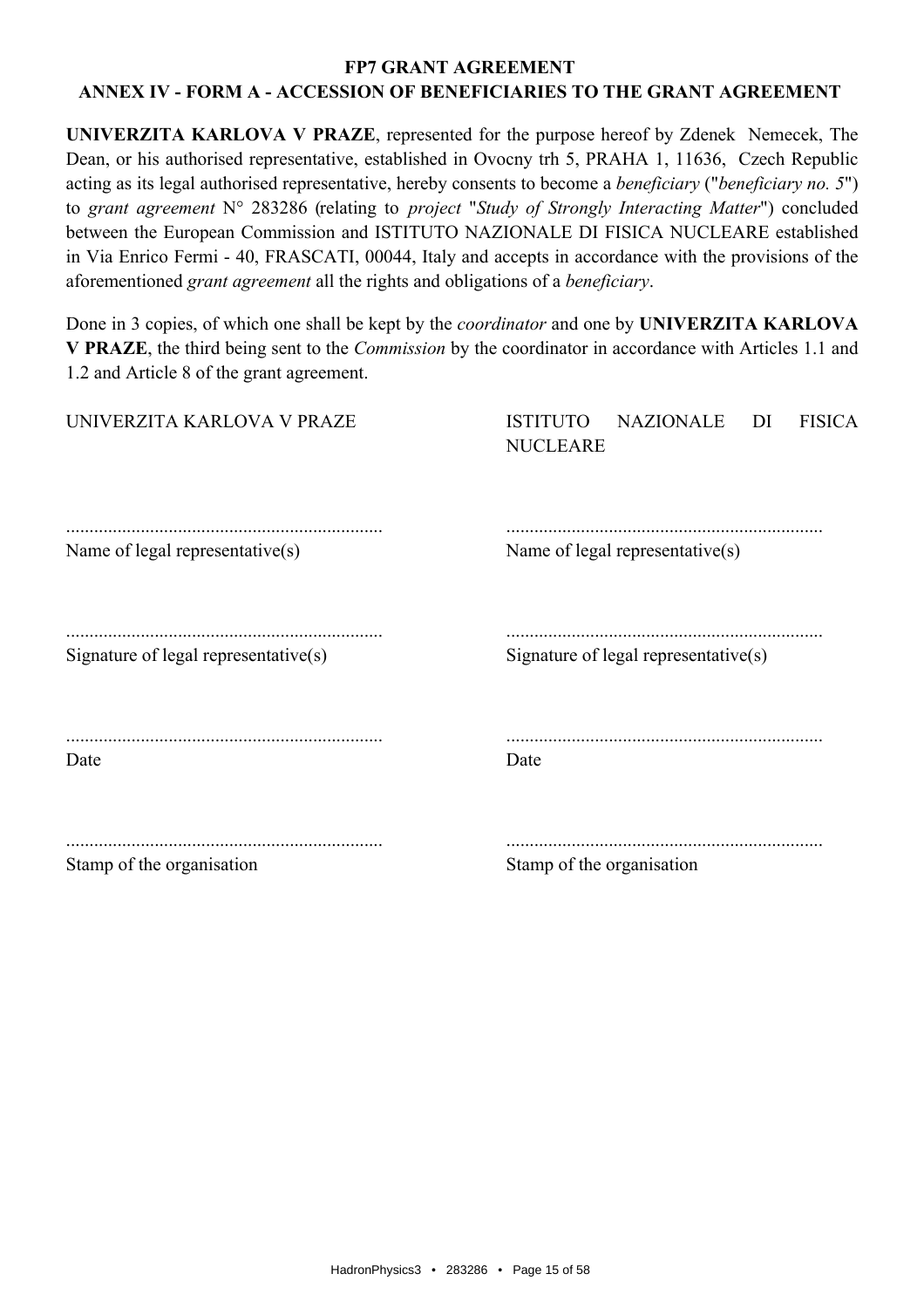# FP7 GRANT AGREEMENT

## ANNEX IV - FORM A - ACCESSION OF BENEFICIARIES TO THE GRANT AGREEMENT

**UNIVERZITA KARLOVA V PRAZE**, represented for the purpose hereof by Zdenek Nemecek, The Dean, or his authorised representative, established in Ovocny trh 5, PRAHA 1, 11636, Czech Republic acting as its legal authorised representative, hereby consents to become a *beneficiary* ("*beneficiary no. 5*") to *grant agreement* N° 283286 (relating to *project* "*Study of Strongly Interacting Matter*") concluded between the European Commission and ISTITUTO NAZIONALE DI FISICA NUCLEARE established in Via Enrico Fermi - 40, FRASCATI, 00044, Italy and accepts in accordance with the provisions of the aforementioned *grant agreement* all the rights and obligations of a *beneficiary*.

Done in 3 copies, of which one shall be kept by the *coordinator* and one by **UNIVERZITA KARLOVA V PRAZE**, the third being sent to the *Commission* by the coordinator in accordance with Articles 1.1 and 1.2 and Article 8 of the grant agreement.

| UNIVERZITA KARLOVA V PRAZE | ISTITUTO NAZIONALE DI FISICA NUCLEARE |
|---|---|
| ................................................................... | ................................................................... |
| Name of legal representative(s) | Name of legal representative(s) |
| ................................................................... | ................................................................... |
| Signature of legal representative(s) | Signature of legal representative(s) |
| ................................................................... | ................................................................... |
| Date | Date |
| ................................................................... | ................................................................... |
| Stamp of the organisation | Stamp of the organisation |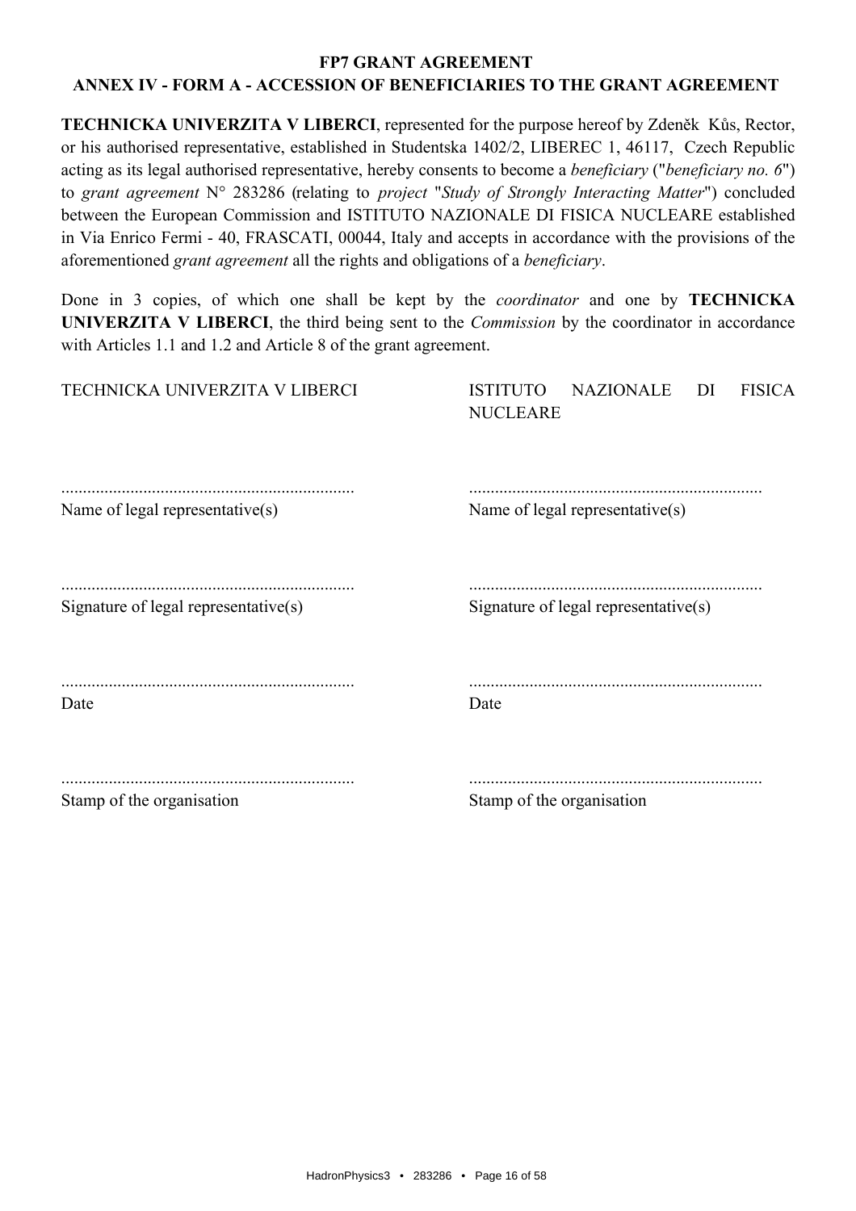**FP7 GRANT AGREEMENT**

**ANNEX IV - FORM A - ACCESSION OF BENEFICIARIES TO THE GRANT AGREEMENT**

**TECHNICKA UNIVERZITA V LIBERCI**, represented for the purpose hereof by Zdeněk Kůs, Rector, or his authorised representative, established in Studentska 1402/2, LIBEREC 1, 46117, Czech Republic acting as its legal authorised representative, hereby consents to become a *beneficiary* ("*beneficiary no. 6*") to *grant agreement* N° 283286 (relating to *project* "*Study of Strongly Interacting Matter*") concluded between the European Commission and ISTITUTO NAZIONALE DI FISICA NUCLEARE established in Via Enrico Fermi - 40, FRASCATI, 00044, Italy and accepts in accordance with the provisions of the aforementioned *grant agreement* all the rights and obligations of a *beneficiary*.

Done in 3 copies, of which one shall be kept by the *coordinator* and one by **TECHNICKA UNIVERZITA V LIBERCI**, the third being sent to the *Commission* by the coordinator in accordance with Articles 1.1 and 1.2 and Article 8 of the grant agreement.

| TECHNICKA UNIVERZITA V LIBERCI | ISTITUTO NAZIONALE DI FISICA NUCLEARE |
|---|---|
| ................................................................... | ................................................................... |
| Name of legal representative(s) | Name of legal representative(s) |
| ................................................................... | ................................................................... |
| Signature of legal representative(s) | Signature of legal representative(s) |
| ................................................................... | ................................................................... |
| Date | Date |
| ................................................................... | ................................................................... |
| Stamp of the organisation | Stamp of the organisation |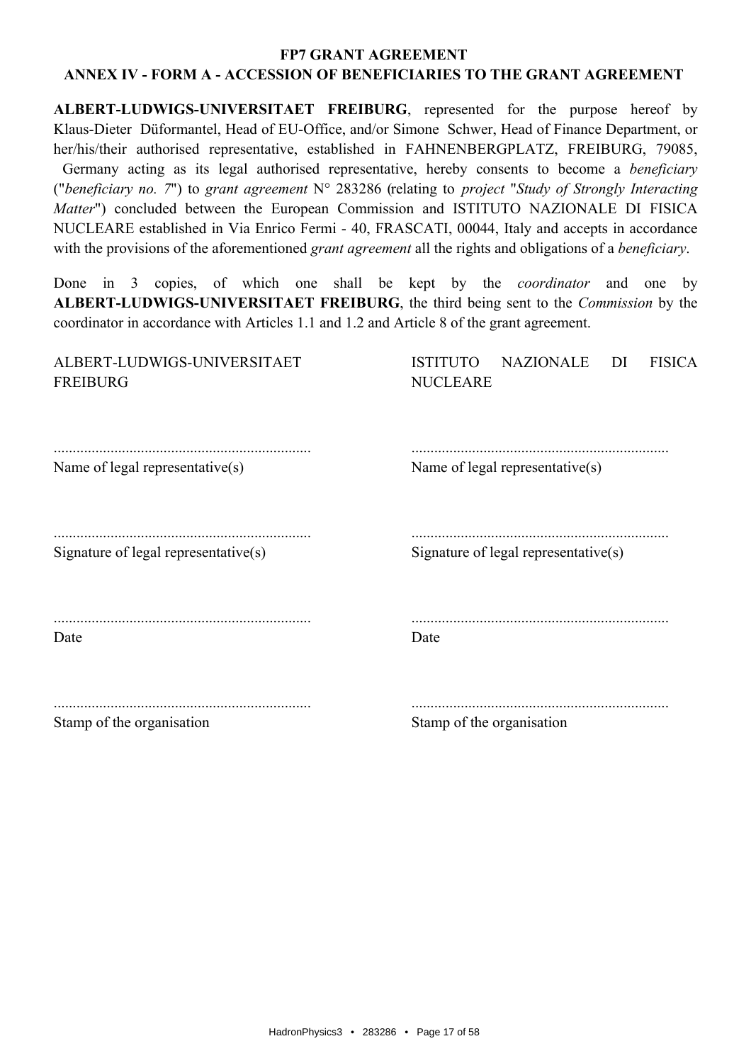**FP7 GRANT AGREEMENT**

**ANNEX IV - FORM A - ACCESSION OF BENEFICIARIES TO THE GRANT AGREEMENT**

**ALBERT-LUDWIGS-UNIVERSITAET FREIBURG**, represented for the purpose hereof by Klaus-Dieter Düformantel, Head of EU-Office, and/or Simone Schwer, Head of Finance Department, or her/his/their authorised representative, established in FAHNENBERGPLATZ, FREIBURG, 79085, Germany acting as its legal authorised representative, hereby consents to become a *beneficiary* ("*beneficiary no. 7*") to *grant agreement* N° 283286 (relating to *project* "*Study of Strongly Interacting Matter*") concluded between the European Commission and ISTITUTO NAZIONALE DI FISICA NUCLEARE established in Via Enrico Fermi - 40, FRASCATI, 00044, Italy and accepts in accordance with the provisions of the aforementioned *grant agreement* all the rights and obligations of a *beneficiary*.

Done in 3 copies, of which one shall be kept by the *coordinator* and one by **ALBERT-LUDWIGS-UNIVERSITAET FREIBURG**, the third being sent to the *Commission* by the coordinator in accordance with Articles 1.1 and 1.2 and Article 8 of the grant agreement.

| ALBERT-LUDWIGS-UNIVERSITAET FREIBURG | ISTITUTO NAZIONALE DI FISICA NUCLEARE |
|---|---|
| ................................................................... | ................................................................... |
| Name of legal representative(s) | Name of legal representative(s) |
| ................................................................... | ................................................................... |
| Signature of legal representative(s) | Signature of legal representative(s) |
| ................................................................... | ................................................................... |
| Date | Date |
| ................................................................... | ................................................................... |
| Stamp of the organisation | Stamp of the organisation |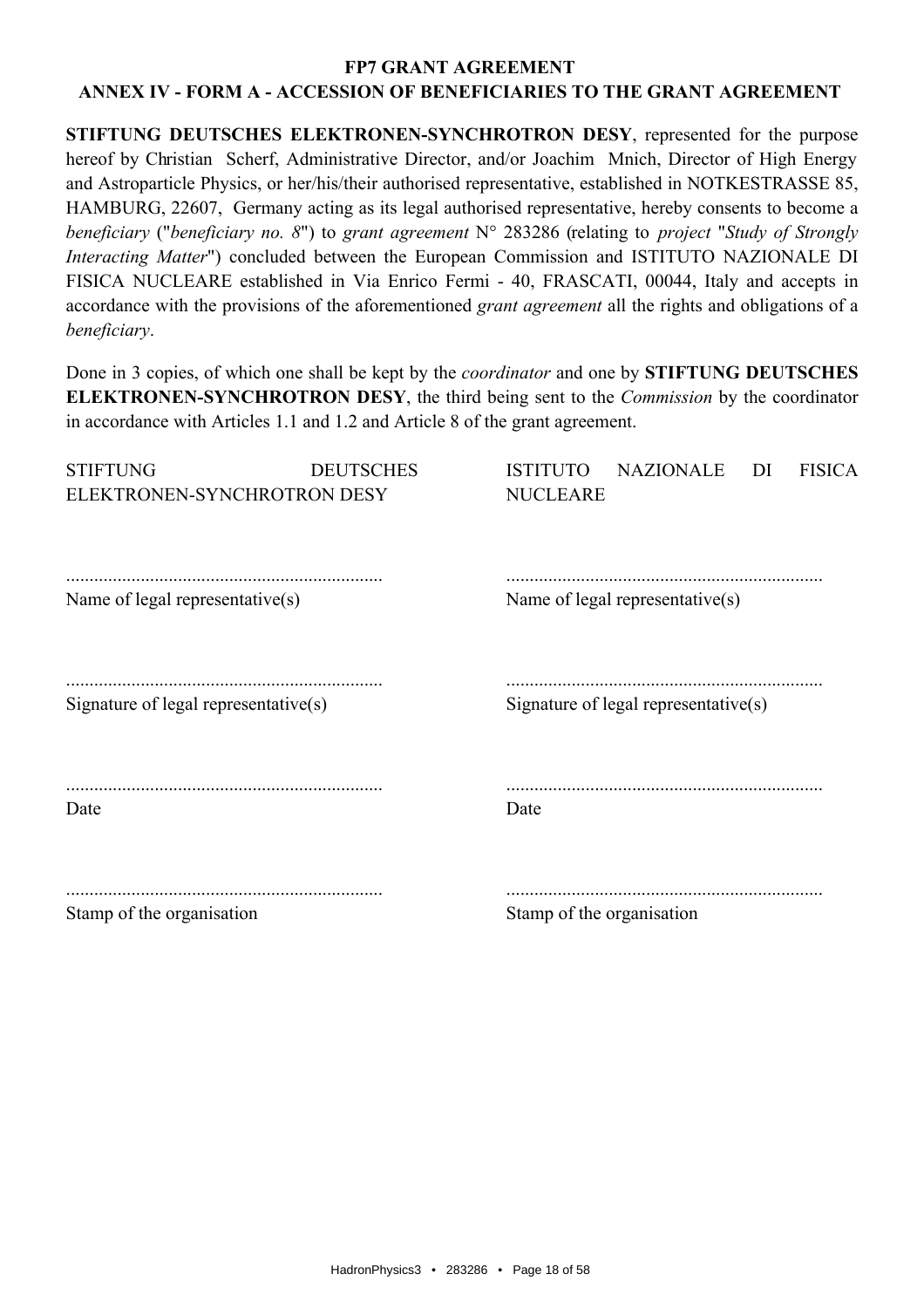# FP7 GRANT AGREEMENT

## ANNEX IV - FORM A - ACCESSION OF BENEFICIARIES TO THE GRANT AGREEMENT

**STIFTUNG DEUTSCHES ELEKTRONEN-SYNCHROTRON DESY**, represented for the purpose hereof by Christian Scherf, Administrative Director, and/or Joachim Mnich, Director of High Energy and Astroparticle Physics, or her/his/their authorised representative, established in NOTKESTRASSE 85, HAMBURG, 22607, Germany acting as its legal authorised representative, hereby consents to become a *beneficiary* ("*beneficiary no. 8*") to *grant agreement* N° 283286 (relating to *project* "*Study of Strongly Interacting Matter*") concluded between the European Commission and ISTITUTO NAZIONALE DI FISICA NUCLEARE established in Via Enrico Fermi - 40, FRASCATI, 00044, Italy and accepts in accordance with the provisions of the aforementioned *grant agreement* all the rights and obligations of a *beneficiary*.

Done in 3 copies, of which one shall be kept by the *coordinator* and one by **STIFTUNG DEUTSCHES ELEKTRONEN-SYNCHROTRON DESY**, the third being sent to the *Commission* by the coordinator in accordance with Articles 1.1 and 1.2 and Article 8 of the grant agreement.

| STIFTUNG DEUTSCHES ELEKTRONEN-SYNCHROTRON DESY | ISTITUTO NAZIONALE DI FISICA NUCLEARE |
|---|---|
| ................................................................... | ................................................................... |
| Name of legal representative(s) | Name of legal representative(s) |
| ................................................................... | ................................................................... |
| Signature of legal representative(s) | Signature of legal representative(s) |
| ................................................................... | ................................................................... |
| Date | Date |
| ................................................................... | ................................................................... |
| Stamp of the organisation | Stamp of the organisation |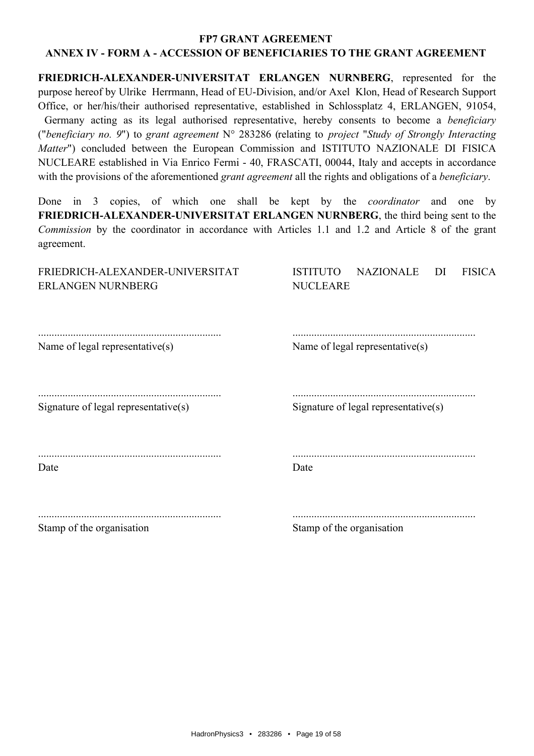**FP7 GRANT AGREEMENT**

**ANNEX IV - FORM A - ACCESSION OF BENEFICIARIES TO THE GRANT AGREEMENT**

**FRIEDRICH-ALEXANDER-UNIVERSITAT ERLANGEN NURNBERG**, represented for the purpose hereof by Ulrike Herrmann, Head of EU-Division, and/or Axel Klon, Head of Research Support Office, or her/his/their authorised representative, established in Schlossplatz 4, ERLANGEN, 91054, Germany acting as its legal authorised representative, hereby consents to become a *beneficiary* ("*beneficiary no. 9*") to *grant agreement* N° 283286 (relating to *project* "*Study of Strongly Interacting Matter*") concluded between the European Commission and ISTITUTO NAZIONALE DI FISICA NUCLEARE established in Via Enrico Fermi - 40, FRASCATI, 00044, Italy and accepts in accordance with the provisions of the aforementioned *grant agreement* all the rights and obligations of a *beneficiary*.

Done in 3 copies, of which one shall be kept by the *coordinator* and one by **FRIEDRICH-ALEXANDER-UNIVERSITAT ERLANGEN NURNBERG**, the third being sent to the *Commission* by the coordinator in accordance with Articles 1.1 and 1.2 and Article 8 of the grant agreement.

| FRIEDRICH-ALEXANDER-UNIVERSITAT ERLANGEN NURNBERG | ISTITUTO NAZIONALE DI FISICA NUCLEARE |
| --- | --- |
| ................................................................... | ................................................................... |
| Name of legal representative(s) | Name of legal representative(s) |
| ................................................................... | ................................................................... |
| Signature of legal representative(s) | Signature of legal representative(s) |
| ................................................................... | ................................................................... |
| Date | Date |
| ................................................................... | ................................................................... |
| Stamp of the organisation | Stamp of the organisation |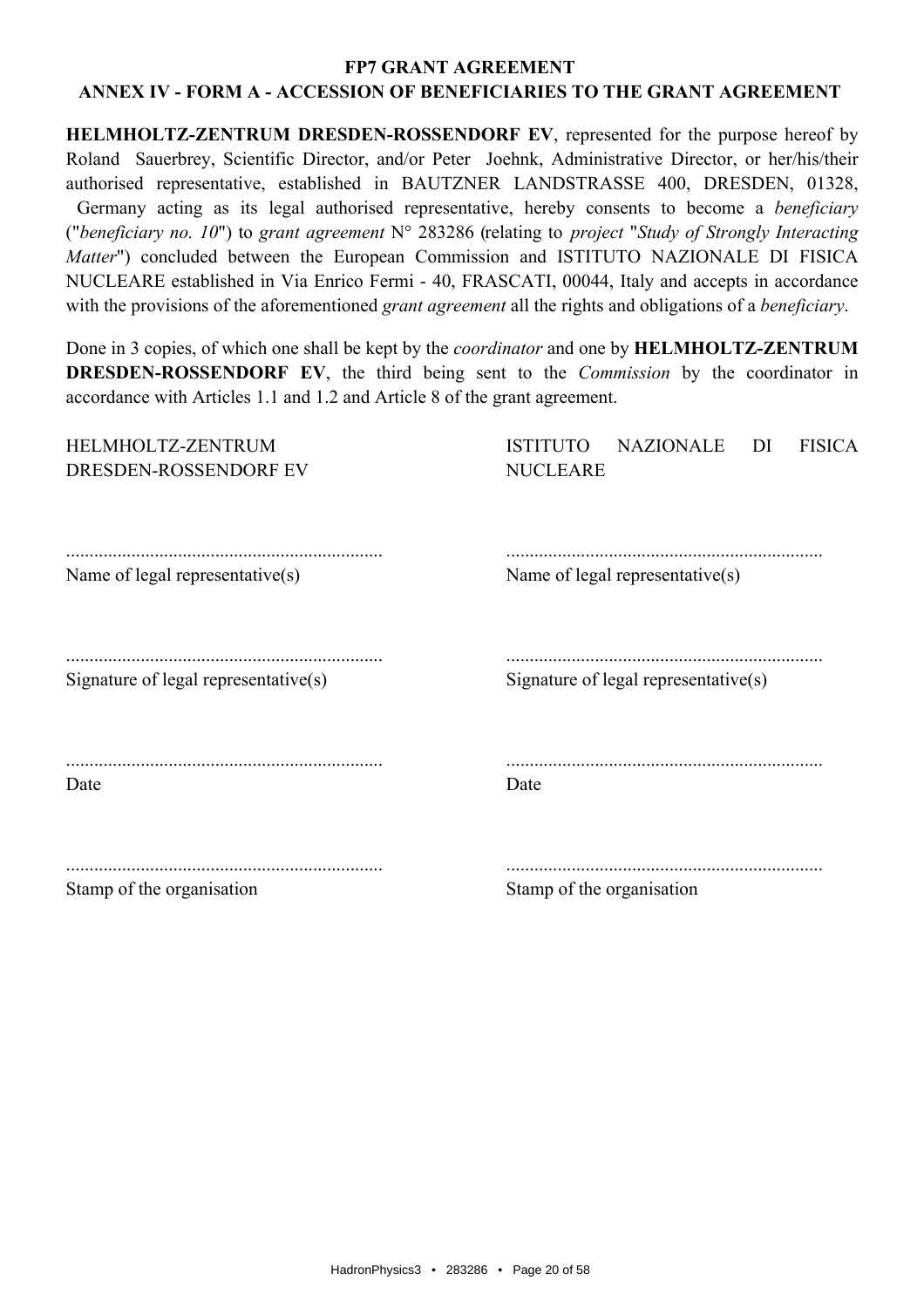**FP7 GRANT AGREEMENT**

**ANNEX IV - FORM A - ACCESSION OF BENEFICIARIES TO THE GRANT AGREEMENT**

**HELMHOLTZ-ZENTRUM DRESDEN-ROSSENDORF EV**, represented for the purpose hereof by Roland Sauerbrey, Scientific Director, and/or Peter Joehnk, Administrative Director, or her/his/their authorised representative, established in BAUTZNER LANDSTRASSE 400, DRESDEN, 01328, Germany acting as its legal authorised representative, hereby consents to become a *beneficiary* ("*beneficiary no. 10*") to *grant agreement* N° 283286 (relating to *project* "*Study of Strongly Interacting Matter*") concluded between the European Commission and ISTITUTO NAZIONALE DI FISICA NUCLEARE established in Via Enrico Fermi - 40, FRASCATI, 00044, Italy and accepts in accordance with the provisions of the aforementioned *grant agreement* all the rights and obligations of a *beneficiary*.

Done in 3 copies, of which one shall be kept by the *coordinator* and one by **HELMHOLTZ-ZENTRUM DRESDEN-ROSSENDORF EV**, the third being sent to the *Commission* by the coordinator in accordance with Articles 1.1 and 1.2 and Article 8 of the grant agreement.

| HELMHOLTZ-ZENTRUM DRESDEN-ROSSENDORF EV | ISTITUTO NAZIONALE DI FISICA NUCLEARE |
|---|---|
| ................................................................... | ................................................................... |
| Name of legal representative(s) | Name of legal representative(s) |
| ................................................................... | ................................................................... |
| Signature of legal representative(s) | Signature of legal representative(s) |
| ................................................................... | ................................................................... |
| Date | Date |
| ................................................................... | ................................................................... |
| Stamp of the organisation | Stamp of the organisation |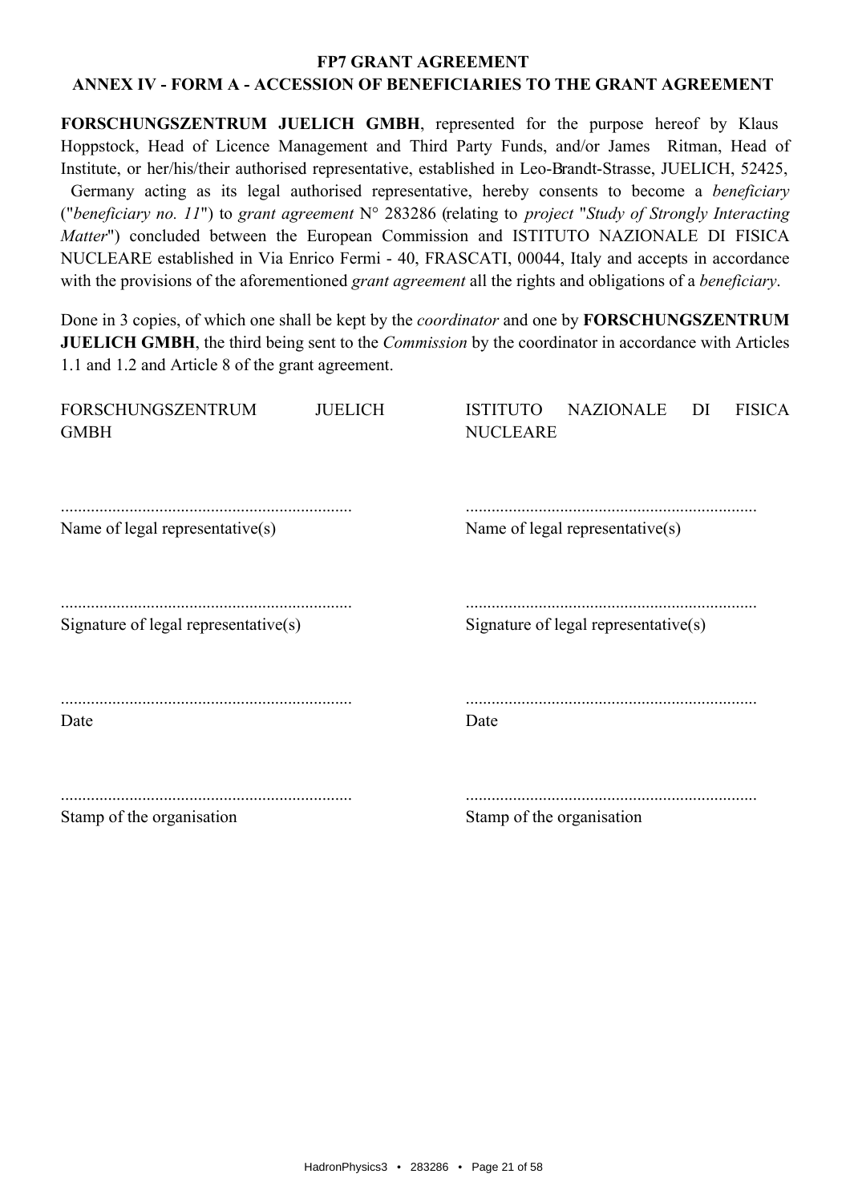**FP7 GRANT AGREEMENT**

**ANNEX IV - FORM A - ACCESSION OF BENEFICIARIES TO THE GRANT AGREEMENT**

**FORSCHUNGSZENTRUM JUELICH GMBH**, represented for the purpose hereof by Klaus Hoppstock, Head of Licence Management and Third Party Funds, and/or James Ritman, Head of Institute, or her/his/their authorised representative, established in Leo-Brandt-Strasse, JUELICH, 52425, Germany acting as its legal authorised representative, hereby consents to become a *beneficiary* ("*beneficiary no. 11*") to *grant agreement* N° 283286 (relating to *project* "*Study of Strongly Interacting Matter*") concluded between the European Commission and ISTITUTO NAZIONALE DI FISICA NUCLEARE established in Via Enrico Fermi - 40, FRASCATI, 00044, Italy and accepts in accordance with the provisions of the aforementioned *grant agreement* all the rights and obligations of a *beneficiary*.

Done in 3 copies, of which one shall be kept by the *coordinator* and one by **FORSCHUNGSZENTRUM JUELICH GMBH**, the third being sent to the *Commission* by the coordinator in accordance with Articles 1.1 and 1.2 and Article 8 of the grant agreement.

| FORSCHUNGSZENTRUM JUELICH GMBH | ISTITUTO NAZIONALE DI FISICA NUCLEARE |
|---|---|
| ................................................................... | ................................................................... |
| Name of legal representative(s) | Name of legal representative(s) |
| ................................................................... | ................................................................... |
| Signature of legal representative(s) | Signature of legal representative(s) |
| ................................................................... | ................................................................... |
| Date | Date |
| ................................................................... | ................................................................... |
| Stamp of the organisation | Stamp of the organisation |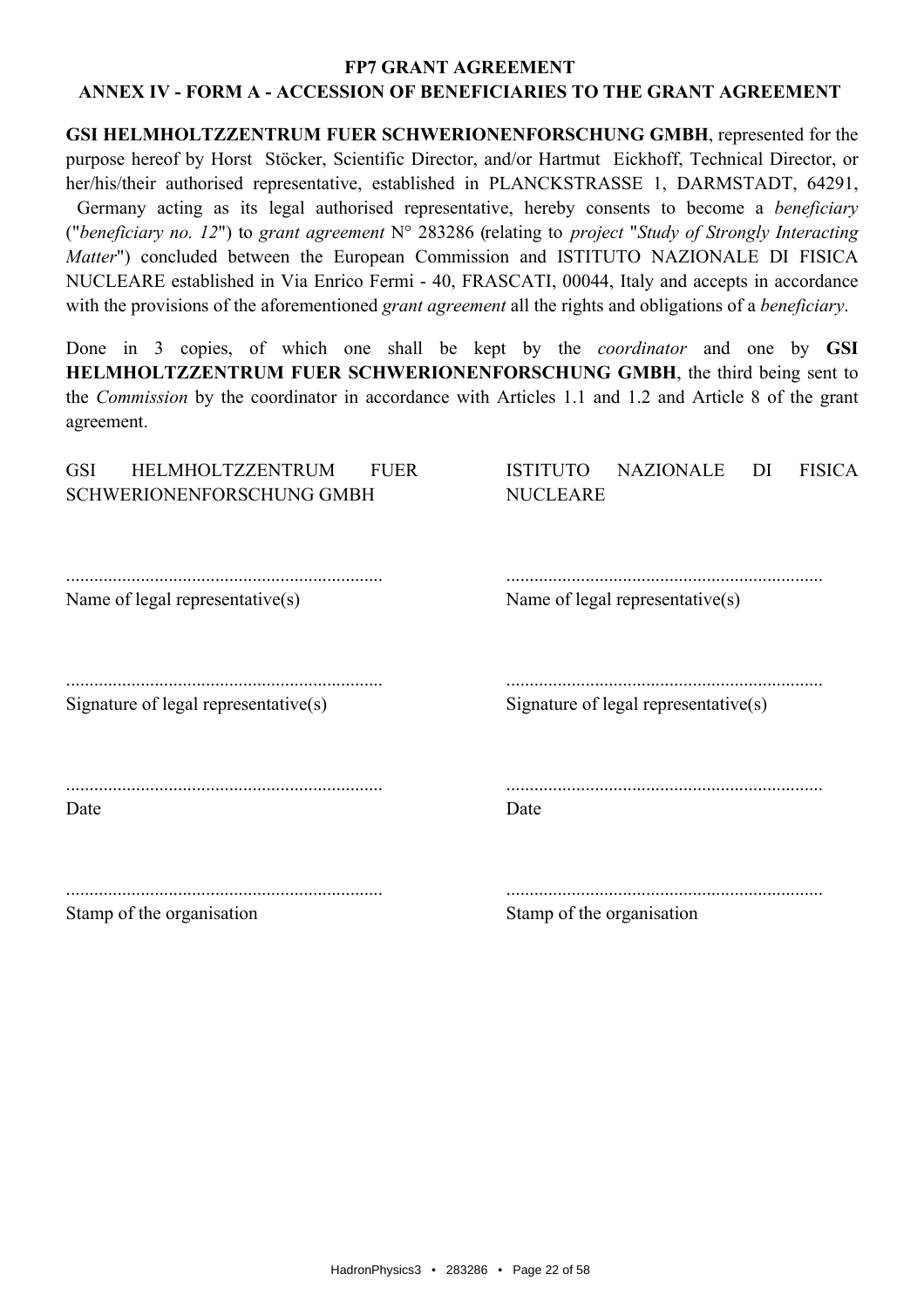**FP7 GRANT AGREEMENT**

**ANNEX IV - FORM A - ACCESSION OF BENEFICIARIES TO THE GRANT AGREEMENT**

**GSI HELMHOLTZZENTRUM FUER SCHWERIONENFORSCHUNG GMBH**, represented for the purpose hereof by Horst Stöcker, Scientific Director, and/or Hartmut Eickhoff, Technical Director, or her/his/their authorised representative, established in PLANCKSTRASSE 1, DARMSTADT, 64291, Germany acting as its legal authorised representative, hereby consents to become a *beneficiary* ("*beneficiary no. 12*") to *grant agreement* N° 283286 (relating to *project* "*Study of Strongly Interacting Matter*") concluded between the European Commission and ISTITUTO NAZIONALE DI FISICA NUCLEARE established in Via Enrico Fermi - 40, FRASCATI, 00044, Italy and accepts in accordance with the provisions of the aforementioned *grant agreement* all the rights and obligations of a *beneficiary*.

Done in 3 copies, of which one shall be kept by the *coordinator* and one by **GSI HELMHOLTZZENTRUM FUER SCHWERIONENFORSCHUNG GMBH**, the third being sent to the *Commission* by the coordinator in accordance with Articles 1.1 and 1.2 and Article 8 of the grant agreement.

| GSI HELMHOLTZZENTRUM FUER SCHWERIONENFORSCHUNG GMBH | ISTITUTO NAZIONALE DI FISICA NUCLEARE |
|---|---|
| ................................................................... | ................................................................... |
| Name of legal representative(s) | Name of legal representative(s) |
| ................................................................... | ................................................................... |
| Signature of legal representative(s) | Signature of legal representative(s) |
| ................................................................... | ................................................................... |
| Date | Date |
| ................................................................... | ................................................................... |
| Stamp of the organisation | Stamp of the organisation |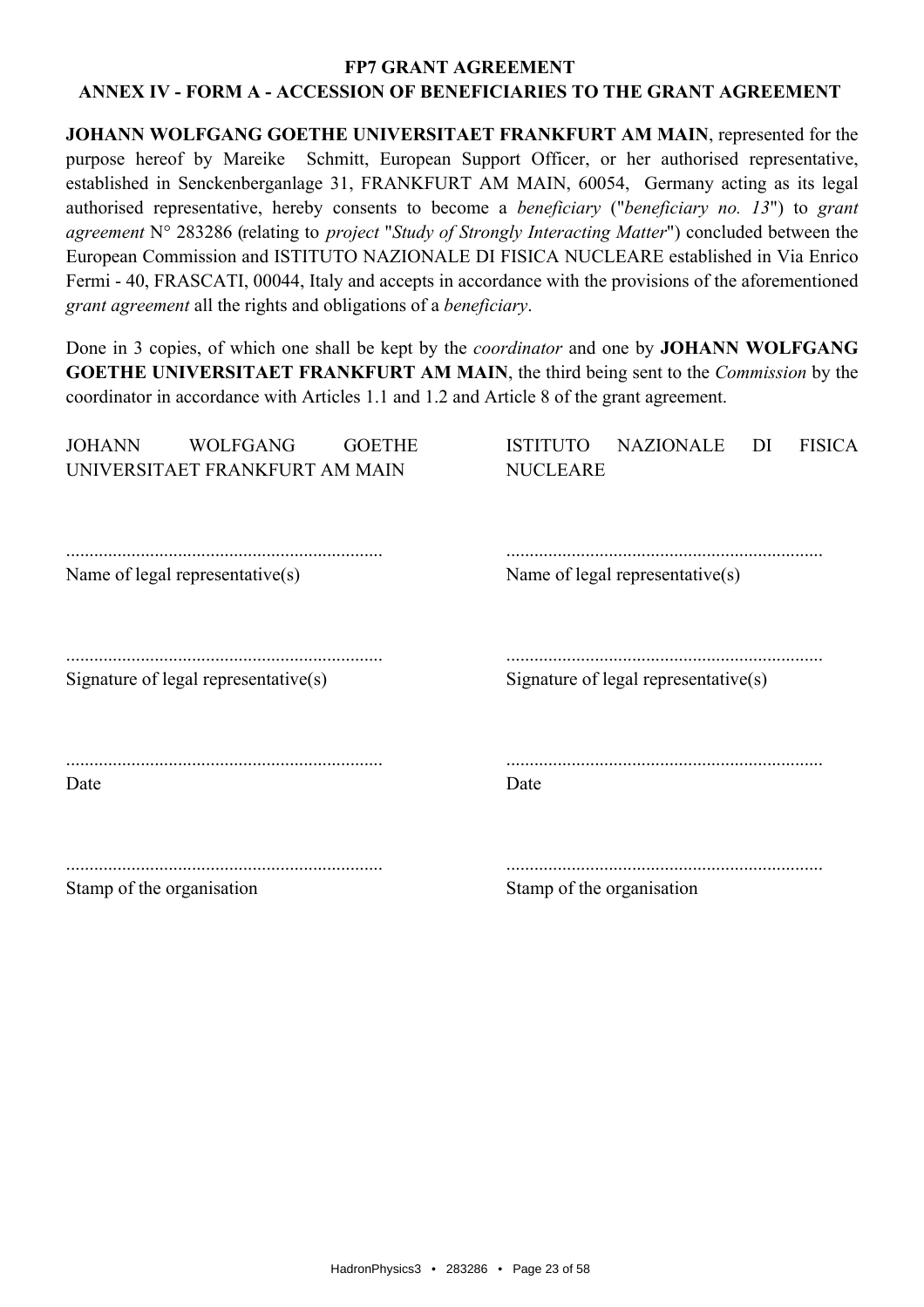**FP7 GRANT AGREEMENT**

**ANNEX IV - FORM A - ACCESSION OF BENEFICIARIES TO THE GRANT AGREEMENT**

**JOHANN WOLFGANG GOETHE UNIVERSITAET FRANKFURT AM MAIN**, represented for the purpose hereof by Mareike Schmitt, European Support Officer, or her authorised representative, established in Senckenberganlage 31, FRANKFURT AM MAIN, 60054, Germany acting as its legal authorised representative, hereby consents to become a *beneficiary* ("*beneficiary no. 13*") to *grant agreement* N° 283286 (relating to *project* "*Study of Strongly Interacting Matter*") concluded between the European Commission and ISTITUTO NAZIONALE DI FISICA NUCLEARE established in Via Enrico Fermi - 40, FRASCATI, 00044, Italy and accepts in accordance with the provisions of the aforementioned *grant agreement* all the rights and obligations of a *beneficiary*.

Done in 3 copies, of which one shall be kept by the *coordinator* and one by **JOHANN WOLFGANG GOETHE UNIVERSITAET FRANKFURT AM MAIN**, the third being sent to the *Commission* by the coordinator in accordance with Articles 1.1 and 1.2 and Article 8 of the grant agreement.

| JOHANN WOLFGANG GOETHE UNIVERSITAET FRANKFURT AM MAIN | ISTITUTO NAZIONALE DI FISICA NUCLEARE |
|---|---|
| ................................................................... | ................................................................... |
| Name of legal representative(s) | Name of legal representative(s) |
| ................................................................... | ................................................................... |
| Signature of legal representative(s) | Signature of legal representative(s) |
| ................................................................... | ................................................................... |
| Date | Date |
| ................................................................... | ................................................................... |
| Stamp of the organisation | Stamp of the organisation |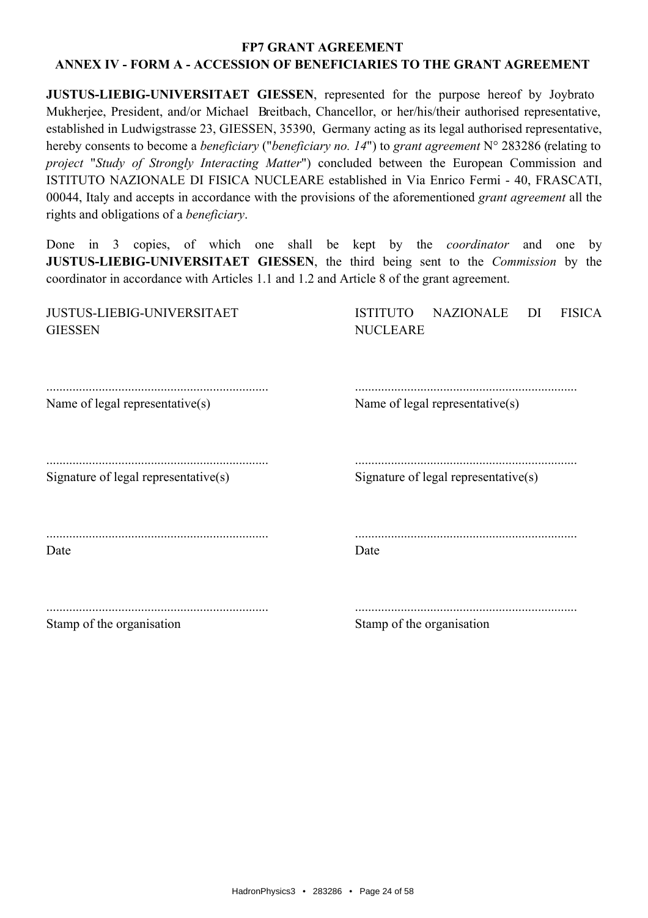**FP7 GRANT AGREEMENT**

**ANNEX IV - FORM A - ACCESSION OF BENEFICIARIES TO THE GRANT AGREEMENT**

**JUSTUS-LIEBIG-UNIVERSITAET GIESSEN**, represented for the purpose hereof by Joybrato Mukherjee, President, and/or Michael Breitbach, Chancellor, or her/his/their authorised representative, established in Ludwigstrasse 23, GIESSEN, 35390, Germany acting as its legal authorised representative, hereby consents to become a *beneficiary* ("*beneficiary no. 14*") to *grant agreement* N° 283286 (relating to *project* "*Study of Strongly Interacting Matter*") concluded between the European Commission and ISTITUTO NAZIONALE DI FISICA NUCLEARE established in Via Enrico Fermi - 40, FRASCATI, 00044, Italy and accepts in accordance with the provisions of the aforementioned *grant agreement* all the rights and obligations of a *beneficiary*.

Done in 3 copies, of which one shall be kept by the *coordinator* and one by **JUSTUS-LIEBIG-UNIVERSITAET GIESSEN**, the third being sent to the *Commission* by the coordinator in accordance with Articles 1.1 and 1.2 and Article 8 of the grant agreement.

| JUSTUS-LIEBIG-UNIVERSITAET GIESSEN | ISTITUTO NAZIONALE DI FISICA NUCLEARE |
|---|---|
| ................................................................... | ................................................................... |
| Name of legal representative(s) | Name of legal representative(s) |
| ................................................................... | ................................................................... |
| Signature of legal representative(s) | Signature of legal representative(s) |
| ................................................................... | ................................................................... |
| Date | Date |
| ................................................................... | ................................................................... |
| Stamp of the organisation | Stamp of the organisation |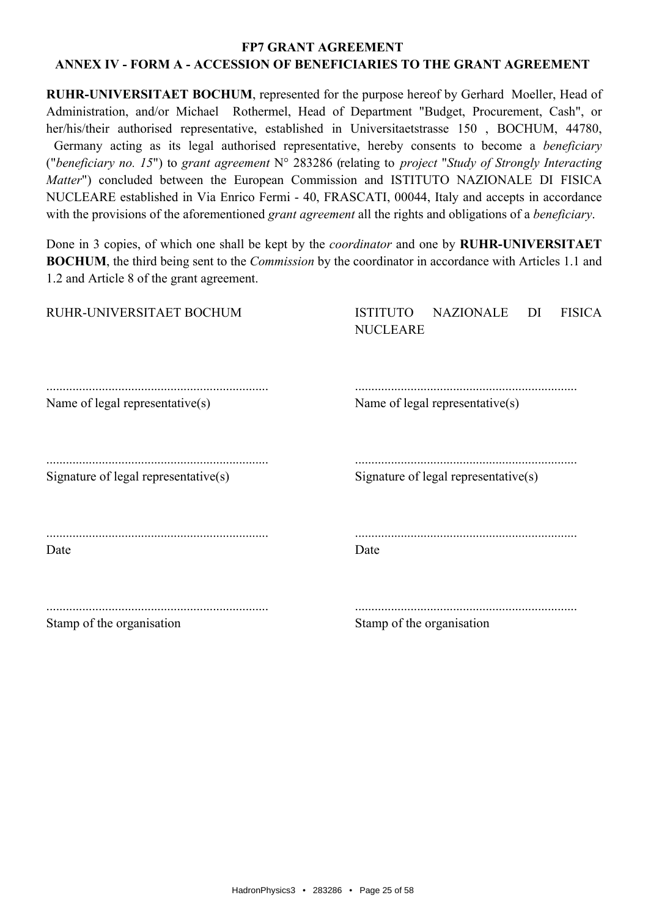**FP7 GRANT AGREEMENT**

**ANNEX IV - FORM A - ACCESSION OF BENEFICIARIES TO THE GRANT AGREEMENT**

**RUHR-UNIVERSITAET BOCHUM**, represented for the purpose hereof by Gerhard Moeller, Head of Administration, and/or Michael Rothermel, Head of Department "Budget, Procurement, Cash", or her/his/their authorised representative, established in Universitaetstrasse 150 , BOCHUM, 44780, Germany acting as its legal authorised representative, hereby consents to become a *beneficiary* ("*beneficiary no. 15*") to *grant agreement* N° 283286 (relating to *project* "*Study of Strongly Interacting Matter*") concluded between the European Commission and ISTITUTO NAZIONALE DI FISICA NUCLEARE established in Via Enrico Fermi - 40, FRASCATI, 00044, Italy and accepts in accordance with the provisions of the aforementioned *grant agreement* all the rights and obligations of a *beneficiary*.

Done in 3 copies, of which one shall be kept by the *coordinator* and one by **RUHR-UNIVERSITAET BOCHUM**, the third being sent to the *Commission* by the coordinator in accordance with Articles 1.1 and 1.2 and Article 8 of the grant agreement.

| RUHR-UNIVERSITAET BOCHUM | ISTITUTO NAZIONALE DI FISICA NUCLEARE |
| --- | --- |
| ................................................................... | ................................................................... |
| Name of legal representative(s) | Name of legal representative(s) |
| ................................................................... | ................................................................... |
| Signature of legal representative(s) | Signature of legal representative(s) |
| ................................................................... | ................................................................... |
| Date | Date |
| ................................................................... | ................................................................... |
| Stamp of the organisation | Stamp of the organisation |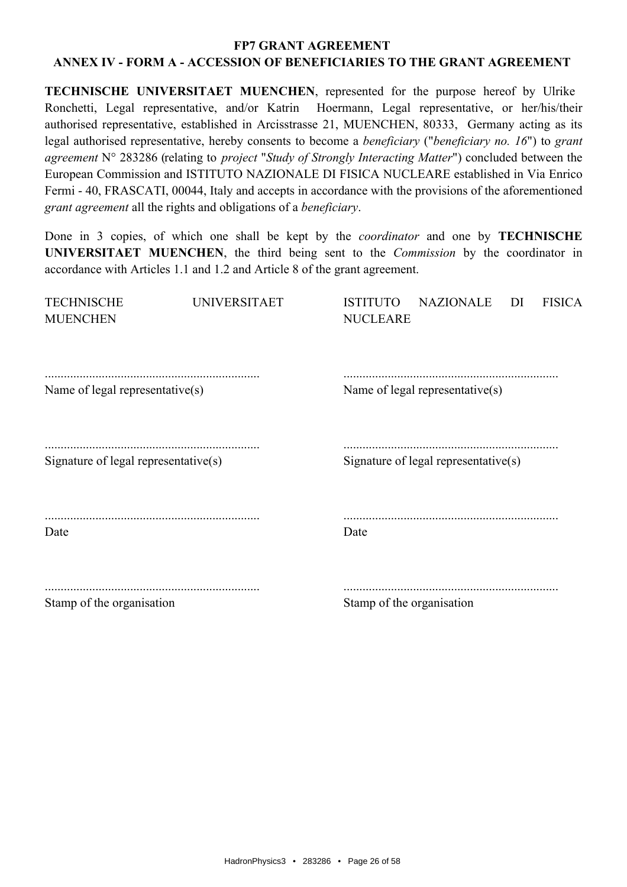**FP7 GRANT AGREEMENT**

**ANNEX IV - FORM A - ACCESSION OF BENEFICIARIES TO THE GRANT AGREEMENT**

**TECHNISCHE UNIVERSITAET MUENCHEN**, represented for the purpose hereof by Ulrike Ronchetti, Legal representative, and/or Katrin Hoermann, Legal representative, or her/his/their authorised representative, established in Arcisstrasse 21, MUENCHEN, 80333, Germany acting as its legal authorised representative, hereby consents to become a *beneficiary* ("*beneficiary no. 16*") to *grant agreement* N° 283286 (relating to *project* "*Study of Strongly Interacting Matter*") concluded between the European Commission and ISTITUTO NAZIONALE DI FISICA NUCLEARE established in Via Enrico Fermi - 40, FRASCATI, 00044, Italy and accepts in accordance with the provisions of the aforementioned *grant agreement* all the rights and obligations of a *beneficiary*.

Done in 3 copies, of which one shall be kept by the *coordinator* and one by **TECHNISCHE UNIVERSITAET MUENCHEN**, the third being sent to the *Commission* by the coordinator in accordance with Articles 1.1 and 1.2 and Article 8 of the grant agreement.

| TECHNISCHE UNIVERSITAET MUENCHEN | ISTITUTO NAZIONALE DI FISICA NUCLEARE |
|---|---|
| ................................................................... | ................................................................... |
| Name of legal representative(s) | Name of legal representative(s) |
| ................................................................... | ................................................................... |
| Signature of legal representative(s) | Signature of legal representative(s) |
| ................................................................... | ................................................................... |
| Date | Date |
| ................................................................... | ................................................................... |
| Stamp of the organisation | Stamp of the organisation |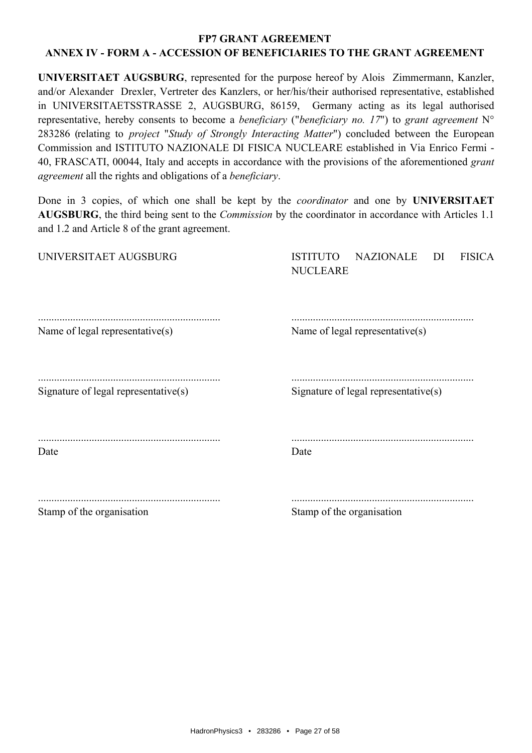**FP7 GRANT AGREEMENT**

**ANNEX IV - FORM A - ACCESSION OF BENEFICIARIES TO THE GRANT AGREEMENT**

**UNIVERSITAET AUGSBURG**, represented for the purpose hereof by Alois Zimmermann, Kanzler, and/or Alexander Drexler, Vertreter des Kanzlers, or her/his/their authorised representative, established in UNIVERSITAETSSTRASSE 2, AUGSBURG, 86159, Germany acting as its legal authorised representative, hereby consents to become a *beneficiary* ("*beneficiary no. 17*") to *grant agreement* N° 283286 (relating to *project* "*Study of Strongly Interacting Matter*") concluded between the European Commission and ISTITUTO NAZIONALE DI FISICA NUCLEARE established in Via Enrico Fermi - 40, FRASCATI, 00044, Italy and accepts in accordance with the provisions of the aforementioned *grant agreement* all the rights and obligations of a *beneficiary*.

Done in 3 copies, of which one shall be kept by the *coordinator* and one by **UNIVERSITAET AUGSBURG**, the third being sent to the *Commission* by the coordinator in accordance with Articles 1.1 and 1.2 and Article 8 of the grant agreement.

| UNIVERSITAET AUGSBURG | ISTITUTO NAZIONALE DI FISICA NUCLEARE |
| --- | --- |
| ................................................................... | ................................................................... |
| Name of legal representative(s) | Name of legal representative(s) |
| ................................................................... | ................................................................... |
| Signature of legal representative(s) | Signature of legal representative(s) |
| ................................................................... | ................................................................... |
| Date | Date |
| ................................................................... | ................................................................... |
| Stamp of the organisation | Stamp of the organisation |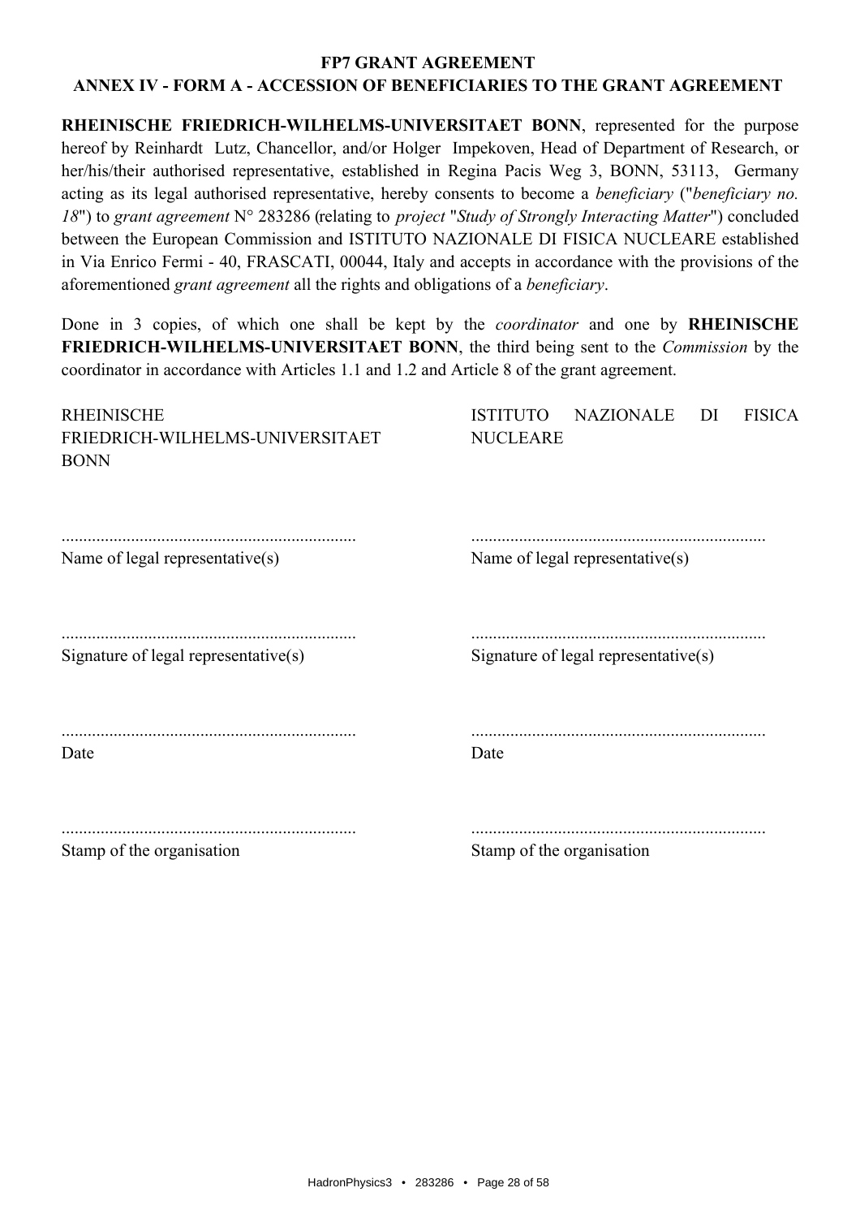**FP7 GRANT AGREEMENT**

**ANNEX IV - FORM A - ACCESSION OF BENEFICIARIES TO THE GRANT AGREEMENT**

**RHEINISCHE FRIEDRICH-WILHELMS-UNIVERSITAET BONN**, represented for the purpose hereof by Reinhardt Lutz, Chancellor, and/or Holger Impekoven, Head of Department of Research, or her/his/their authorised representative, established in Regina Pacis Weg 3, BONN, 53113, Germany acting as its legal authorised representative, hereby consents to become a *beneficiary* ("*beneficiary no. 18*") to *grant agreement* N° 283286 (relating to *project* "*Study of Strongly Interacting Matter*") concluded between the European Commission and ISTITUTO NAZIONALE DI FISICA NUCLEARE established in Via Enrico Fermi - 40, FRASCATI, 00044, Italy and accepts in accordance with the provisions of the aforementioned *grant agreement* all the rights and obligations of a *beneficiary*.

Done in 3 copies, of which one shall be kept by the *coordinator* and one by **RHEINISCHE FRIEDRICH-WILHELMS-UNIVERSITAET BONN**, the third being sent to the *Commission* by the coordinator in accordance with Articles 1.1 and 1.2 and Article 8 of the grant agreement.

| RHEINISCHE FRIEDRICH-WILHELMS-UNIVERSITAET BONN | ISTITUTO NAZIONALE DI FISICA NUCLEARE |
|---|---|
| ................................................................... | ................................................................... |
| Name of legal representative(s) | Name of legal representative(s) |
| ................................................................... | ................................................................... |
| Signature of legal representative(s) | Signature of legal representative(s) |
| ................................................................... | ................................................................... |
| Date | Date |
| ................................................................... | ................................................................... |
| Stamp of the organisation | Stamp of the organisation |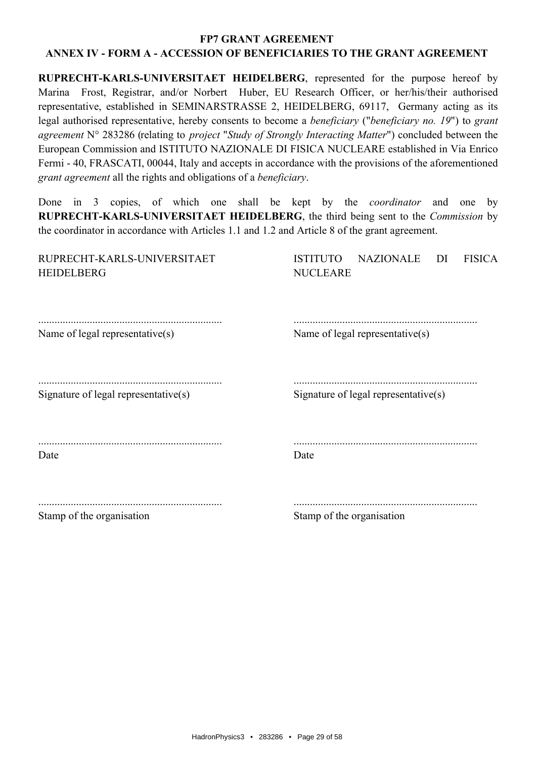**FP7 GRANT AGREEMENT**

**ANNEX IV - FORM A - ACCESSION OF BENEFICIARIES TO THE GRANT AGREEMENT**

**RUPRECHT-KARLS-UNIVERSITAET HEIDELBERG**, represented for the purpose hereof by Marina Frost, Registrar, and/or Norbert Huber, EU Research Officer, or her/his/their authorised representative, established in SEMINARSTRASSE 2, HEIDELBERG, 69117, Germany acting as its legal authorised representative, hereby consents to become a *beneficiary* ("*beneficiary no. 19*") to *grant agreement* N° 283286 (relating to *project* "*Study of Strongly Interacting Matter*") concluded between the European Commission and ISTITUTO NAZIONALE DI FISICA NUCLEARE established in Via Enrico Fermi - 40, FRASCATI, 00044, Italy and accepts in accordance with the provisions of the aforementioned *grant agreement* all the rights and obligations of a *beneficiary*.

Done in 3 copies, of which one shall be kept by the *coordinator* and one by **RUPRECHT-KARLS-UNIVERSITAET HEIDELBERG**, the third being sent to the *Commission* by the coordinator in accordance with Articles 1.1 and 1.2 and Article 8 of the grant agreement.

| RUPRECHT-KARLS-UNIVERSITAET HEIDELBERG | ISTITUTO NAZIONALE DI FISICA NUCLEARE |
|---|---|
| ................................................................... | ................................................................... |
| Name of legal representative(s) | Name of legal representative(s) |
| ................................................................... | ................................................................... |
| Signature of legal representative(s) | Signature of legal representative(s) |
| ................................................................... | ................................................................... |
| Date | Date |
| ................................................................... | ................................................................... |
| Stamp of the organisation | Stamp of the organisation |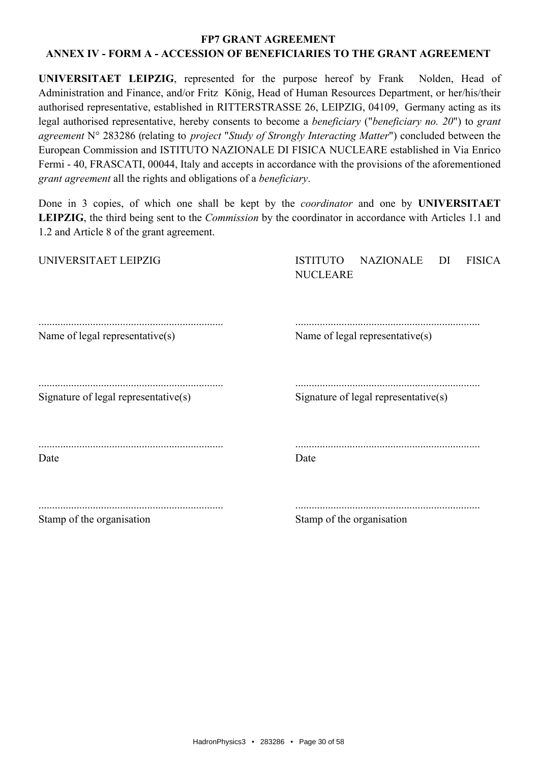# FP7 GRANT AGREEMENT

## ANNEX IV - FORM A - ACCESSION OF BENEFICIARIES TO THE GRANT AGREEMENT

**UNIVERSITAET LEIPZIG**, represented for the purpose hereof by Frank Nolden, Head of Administration and Finance, and/or Fritz König, Head of Human Resources Department, or her/his/their authorised representative, established in RITTERSTRASSE 26, LEIPZIG, 04109, Germany acting as its legal authorised representative, hereby consents to become a *beneficiary* ("*beneficiary no. 20*") to *grant agreement* N° 283286 (relating to *project* "*Study of Strongly Interacting Matter*") concluded between the European Commission and ISTITUTO NAZIONALE DI FISICA NUCLEARE established in Via Enrico Fermi - 40, FRASCATI, 00044, Italy and accepts in accordance with the provisions of the aforementioned *grant agreement* all the rights and obligations of a *beneficiary*.

Done in 3 copies, of which one shall be kept by the *coordinator* and one by **UNIVERSITAET LEIPZIG**, the third being sent to the *Commission* by the coordinator in accordance with Articles 1.1 and 1.2 and Article 8 of the grant agreement.

| UNIVERSITAET LEIPZIG | ISTITUTO NAZIONALE DI FISICA NUCLEARE |
|---|---|
| ................................................................... | ................................................................... |
| Name of legal representative(s) | Name of legal representative(s) |
| ................................................................... | ................................................................... |
| Signature of legal representative(s) | Signature of legal representative(s) |
| ................................................................... | ................................................................... |
| Date | Date |
| ................................................................... | ................................................................... |
| Stamp of the organisation | Stamp of the organisation |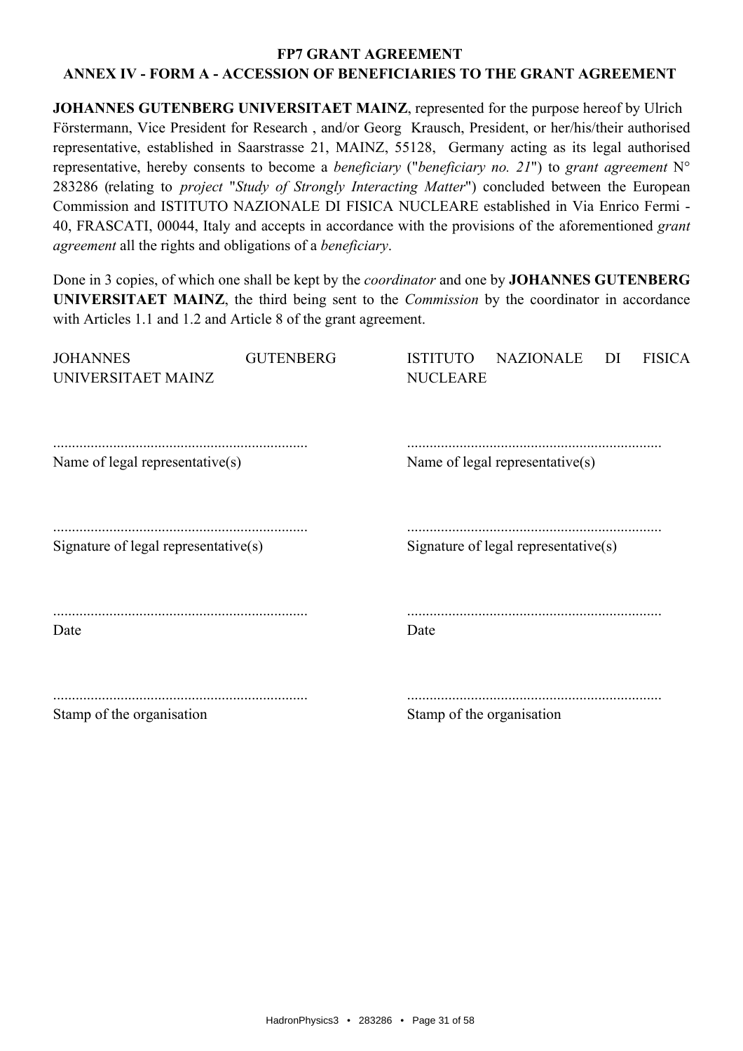**FP7 GRANT AGREEMENT**

**ANNEX IV - FORM A - ACCESSION OF BENEFICIARIES TO THE GRANT AGREEMENT**

**JOHANNES GUTENBERG UNIVERSITAET MAINZ**, represented for the purpose hereof by Ulrich Förstermann, Vice President for Research , and/or Georg Krausch, President, or her/his/their authorised representative, established in Saarstrasse 21, MAINZ, 55128, Germany acting as its legal authorised representative, hereby consents to become a *beneficiary* ("*beneficiary no. 21*") to *grant agreement* N° 283286 (relating to *project* "*Study of Strongly Interacting Matter*") concluded between the European Commission and ISTITUTO NAZIONALE DI FISICA NUCLEARE established in Via Enrico Fermi - 40, FRASCATI, 00044, Italy and accepts in accordance with the provisions of the aforementioned *grant agreement* all the rights and obligations of a *beneficiary*.

Done in 3 copies, of which one shall be kept by the *coordinator* and one by **JOHANNES GUTENBERG UNIVERSITAET MAINZ**, the third being sent to the *Commission* by the coordinator in accordance with Articles 1.1 and 1.2 and Article 8 of the grant agreement.

| JOHANNES GUTENBERG UNIVERSITAET MAINZ | ISTITUTO NAZIONALE DI FISICA NUCLEARE |
|---|---|
| ................................................................... | ................................................................... |
| Name of legal representative(s) | Name of legal representative(s) |
| ................................................................... | ................................................................... |
| Signature of legal representative(s) | Signature of legal representative(s) |
| ................................................................... | ................................................................... |
| Date | Date |
| ................................................................... | ................................................................... |
| Stamp of the organisation | Stamp of the organisation |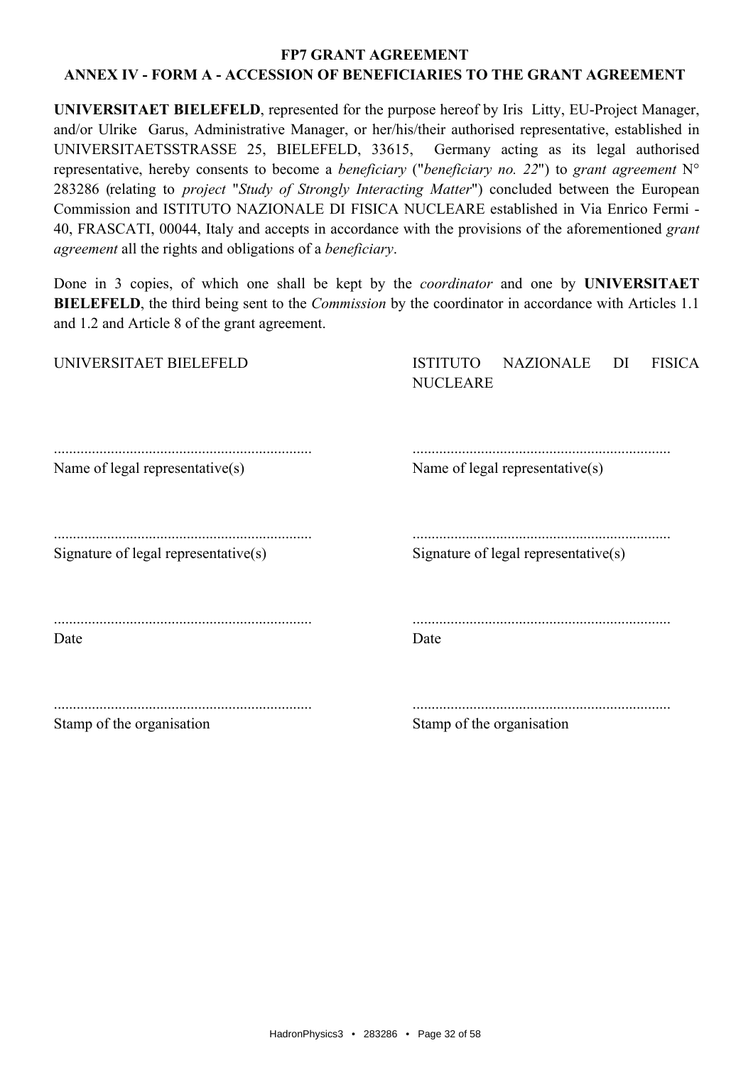**FP7 GRANT AGREEMENT**

**ANNEX IV - FORM A - ACCESSION OF BENEFICIARIES TO THE GRANT AGREEMENT**

**UNIVERSITAET BIELEFELD**, represented for the purpose hereof by Iris Litty, EU-Project Manager, and/or Ulrike Garus, Administrative Manager, or her/his/their authorised representative, established in UNIVERSITAETSSTRASSE 25, BIELEFELD, 33615, Germany acting as its legal authorised representative, hereby consents to become a *beneficiary* ("*beneficiary no. 22*") to *grant agreement* N° 283286 (relating to *project* "*Study of Strongly Interacting Matter*") concluded between the European Commission and ISTITUTO NAZIONALE DI FISICA NUCLEARE established in Via Enrico Fermi - 40, FRASCATI, 00044, Italy and accepts in accordance with the provisions of the aforementioned *grant agreement* all the rights and obligations of a *beneficiary*.

Done in 3 copies, of which one shall be kept by the *coordinator* and one by **UNIVERSITAET BIELEFELD**, the third being sent to the *Commission* by the coordinator in accordance with Articles 1.1 and 1.2 and Article 8 of the grant agreement.

| UNIVERSITAET BIELEFELD | ISTITUTO NAZIONALE DI FISICA NUCLEARE |
|---|---|
| ................................................................... | ................................................................... |
| Name of legal representative(s) | Name of legal representative(s) |
| ................................................................... | ................................................................... |
| Signature of legal representative(s) | Signature of legal representative(s) |
| ................................................................... | ................................................................... |
| Date | Date |
| ................................................................... | ................................................................... |
| Stamp of the organisation | Stamp of the organisation |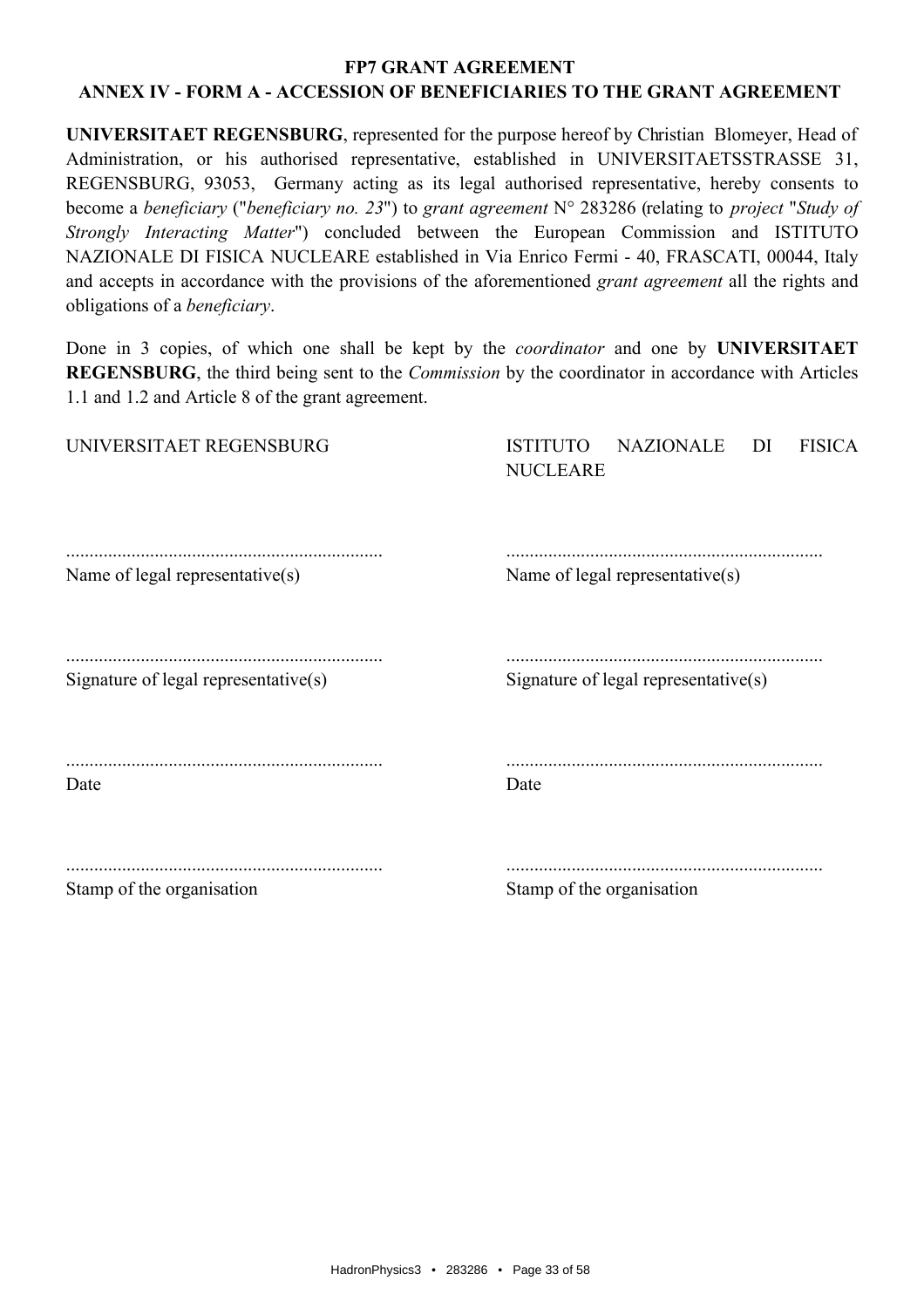# FP7 GRANT AGREEMENT

## ANNEX IV - FORM A - ACCESSION OF BENEFICIARIES TO THE GRANT AGREEMENT

**UNIVERSITAET REGENSBURG**, represented for the purpose hereof by Christian Blomeyer, Head of Administration, or his authorised representative, established in UNIVERSITAETSSTRASSE 31, REGENSBURG, 93053, Germany acting as its legal authorised representative, hereby consents to become a *beneficiary* ("*beneficiary no. 23*") to *grant agreement* N° 283286 (relating to *project* "*Study of Strongly Interacting Matter*") concluded between the European Commission and ISTITUTO NAZIONALE DI FISICA NUCLEARE established in Via Enrico Fermi - 40, FRASCATI, 00044, Italy and accepts in accordance with the provisions of the aforementioned *grant agreement* all the rights and obligations of a *beneficiary*.

Done in 3 copies, of which one shall be kept by the *coordinator* and one by **UNIVERSITAET REGENSBURG**, the third being sent to the *Commission* by the coordinator in accordance with Articles 1.1 and 1.2 and Article 8 of the grant agreement.

| UNIVERSITAET REGENSBURG | ISTITUTO NAZIONALE DI FISICA NUCLEARE |
|---|---|
| ................................................................... | ................................................................... |
| Name of legal representative(s) | Name of legal representative(s) |
| ................................................................... | ................................................................... |
| Signature of legal representative(s) | Signature of legal representative(s) |
| ................................................................... | ................................................................... |
| Date | Date |
| ................................................................... | ................................................................... |
| Stamp of the organisation | Stamp of the organisation |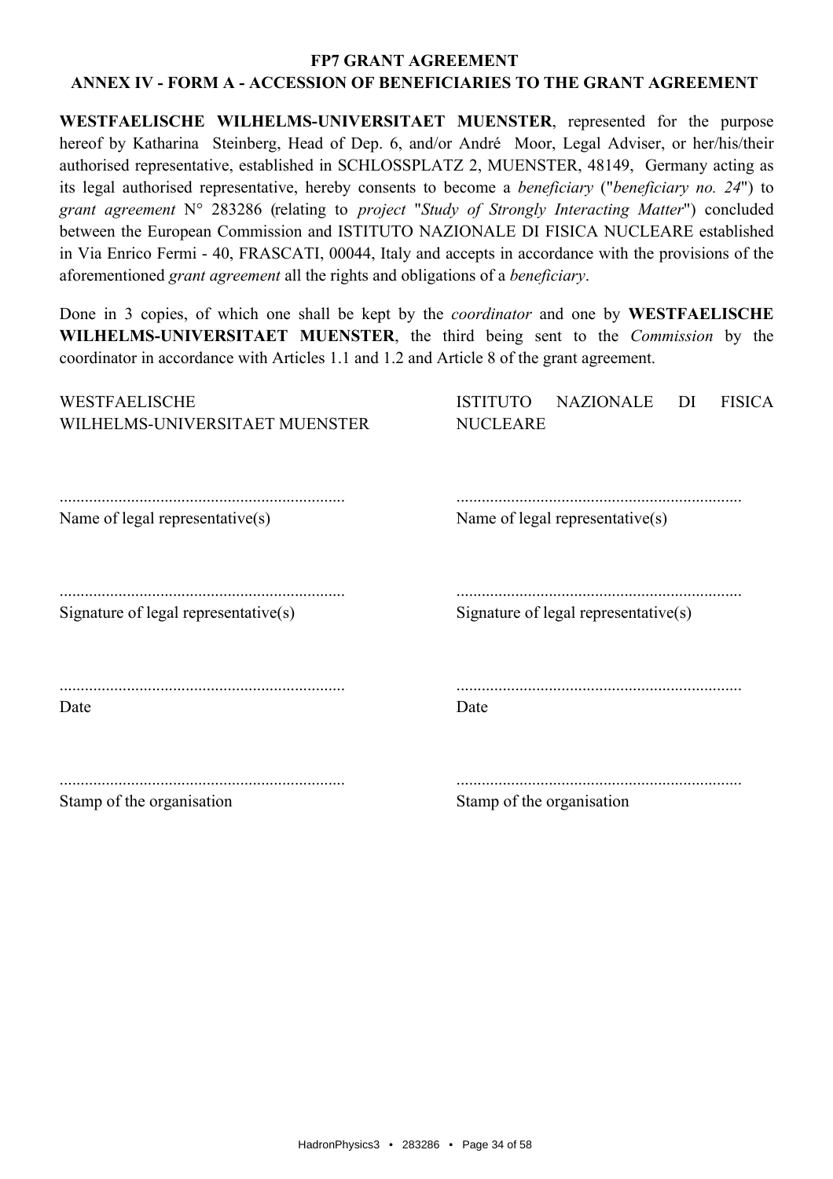**FP7 GRANT AGREEMENT**

**ANNEX IV - FORM A - ACCESSION OF BENEFICIARIES TO THE GRANT AGREEMENT**

**WESTFAELISCHE WILHELMS-UNIVERSITAET MUENSTER**, represented for the purpose hereof by Katharina Steinberg, Head of Dep. 6, and/or André Moor, Legal Adviser, or her/his/their authorised representative, established in SCHLOSSPLATZ 2, MUENSTER, 48149, Germany acting as its legal authorised representative, hereby consents to become a *beneficiary* ("*beneficiary no. 24*") to *grant agreement* N° 283286 (relating to *project* "*Study of Strongly Interacting Matter*") concluded between the European Commission and ISTITUTO NAZIONALE DI FISICA NUCLEARE established in Via Enrico Fermi - 40, FRASCATI, 00044, Italy and accepts in accordance with the provisions of the aforementioned *grant agreement* all the rights and obligations of a *beneficiary*.

Done in 3 copies, of which one shall be kept by the *coordinator* and one by **WESTFAELISCHE WILHELMS-UNIVERSITAET MUENSTER**, the third being sent to the *Commission* by the coordinator in accordance with Articles 1.1 and 1.2 and Article 8 of the grant agreement.

| WESTFAELISCHE WILHELMS-UNIVERSITAET MUENSTER | ISTITUTO NAZIONALE DI FISICA NUCLEARE |
|---|---|
| ................................................................... | ................................................................... |
| Name of legal representative(s) | Name of legal representative(s) |
| ................................................................... | ................................................................... |
| Signature of legal representative(s) | Signature of legal representative(s) |
| ................................................................... | ................................................................... |
| Date | Date |
| ................................................................... | ................................................................... |
| Stamp of the organisation | Stamp of the organisation |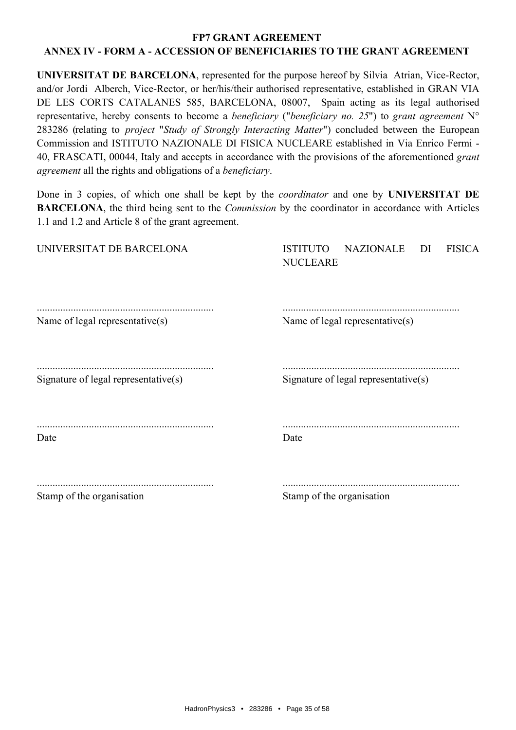**FP7 GRANT AGREEMENT**

**ANNEX IV - FORM A - ACCESSION OF BENEFICIARIES TO THE GRANT AGREEMENT**

**UNIVERSITAT DE BARCELONA**, represented for the purpose hereof by Silvia Atrian, Vice-Rector, and/or Jordi Alberch, Vice-Rector, or her/his/their authorised representative, established in GRAN VIA DE LES CORTS CATALANES 585, BARCELONA, 08007, Spain acting as its legal authorised representative, hereby consents to become a *beneficiary* ("*beneficiary no. 25*") to *grant agreement* N° 283286 (relating to *project* "*Study of Strongly Interacting Matter*") concluded between the European Commission and ISTITUTO NAZIONALE DI FISICA NUCLEARE established in Via Enrico Fermi - 40, FRASCATI, 00044, Italy and accepts in accordance with the provisions of the aforementioned *grant agreement* all the rights and obligations of a *beneficiary*.

Done in 3 copies, of which one shall be kept by the *coordinator* and one by **UNIVERSITAT DE BARCELONA**, the third being sent to the *Commission* by the coordinator in accordance with Articles 1.1 and 1.2 and Article 8 of the grant agreement.

| UNIVERSITAT DE BARCELONA | ISTITUTO NAZIONALE DI FISICA NUCLEARE |
|---|---|
| ................................................................... | ................................................................... |
| Name of legal representative(s) | Name of legal representative(s) |
| ................................................................... | ................................................................... |
| Signature of legal representative(s) | Signature of legal representative(s) |
| ................................................................... | ................................................................... |
| Date | Date |
| ................................................................... | ................................................................... |
| Stamp of the organisation | Stamp of the organisation |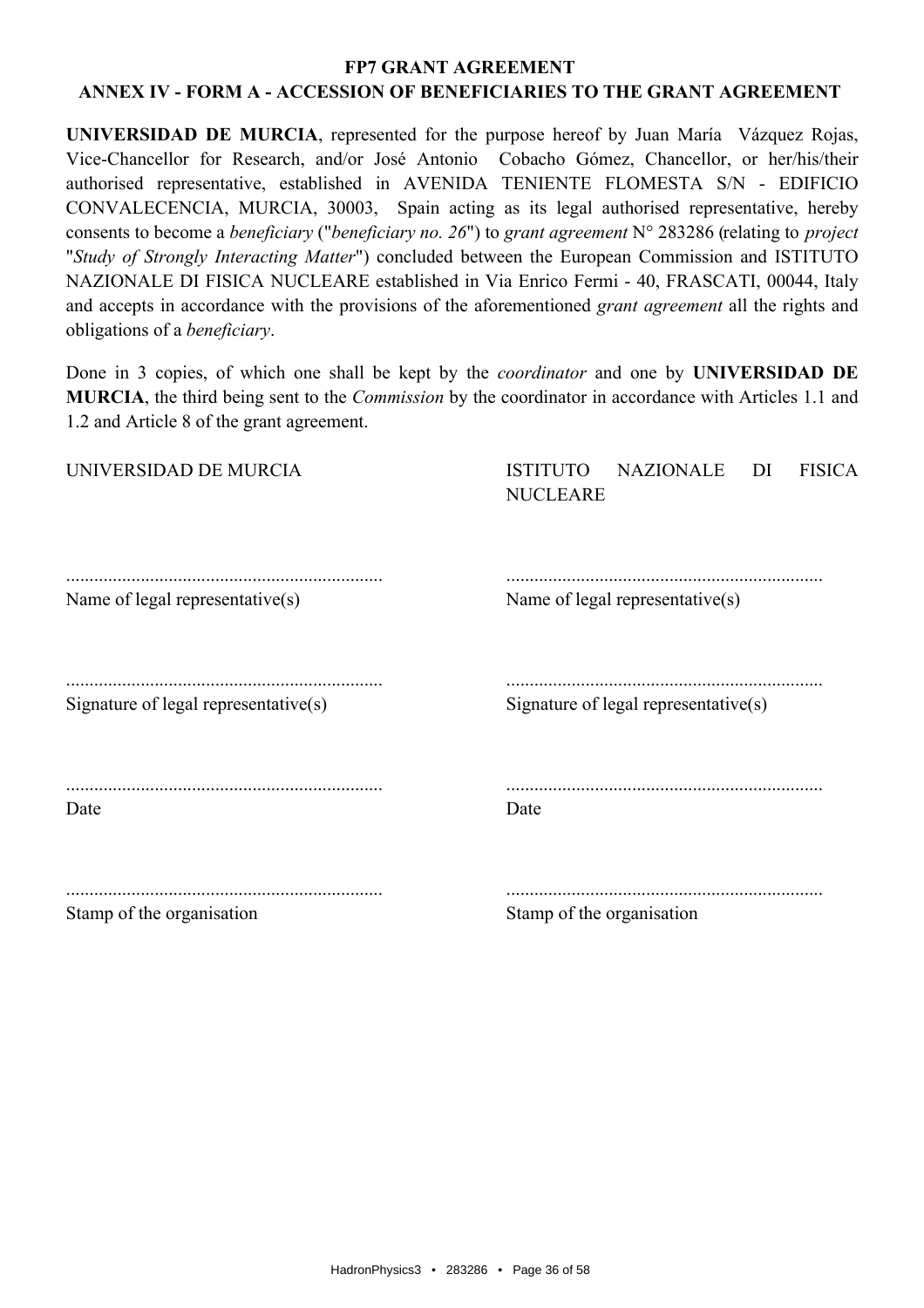# FP7 GRANT AGREEMENT

## ANNEX IV - FORM A - ACCESSION OF BENEFICIARIES TO THE GRANT AGREEMENT

**UNIVERSIDAD DE MURCIA**, represented for the purpose hereof by Juan María Vázquez Rojas, Vice-Chancellor for Research, and/or José Antonio Cobacho Gómez, Chancellor, or her/his/their authorised representative, established in AVENIDA TENIENTE FLOMESTA S/N - EDIFICIO CONVALECENCIA, MURCIA, 30003, Spain acting as its legal authorised representative, hereby consents to become a *beneficiary* ("*beneficiary no. 26*") to *grant agreement* N° 283286 (relating to *project* "*Study of Strongly Interacting Matter*") concluded between the European Commission and ISTITUTO NAZIONALE DI FISICA NUCLEARE established in Via Enrico Fermi - 40, FRASCATI, 00044, Italy and accepts in accordance with the provisions of the aforementioned *grant agreement* all the rights and obligations of a *beneficiary*.

Done in 3 copies, of which one shall be kept by the *coordinator* and one by **UNIVERSIDAD DE MURCIA**, the third being sent to the *Commission* by the coordinator in accordance with Articles 1.1 and 1.2 and Article 8 of the grant agreement.

| UNIVERSIDAD DE MURCIA | ISTITUTO NAZIONALE DI FISICA NUCLEARE |
|---|---|
| ................................................................... | ................................................................... |
| Name of legal representative(s) | Name of legal representative(s) |
| ................................................................... | ................................................................... |
| Signature of legal representative(s) | Signature of legal representative(s) |
| ................................................................... | ................................................................... |
| Date | Date |
| ................................................................... | ................................................................... |
| Stamp of the organisation | Stamp of the organisation |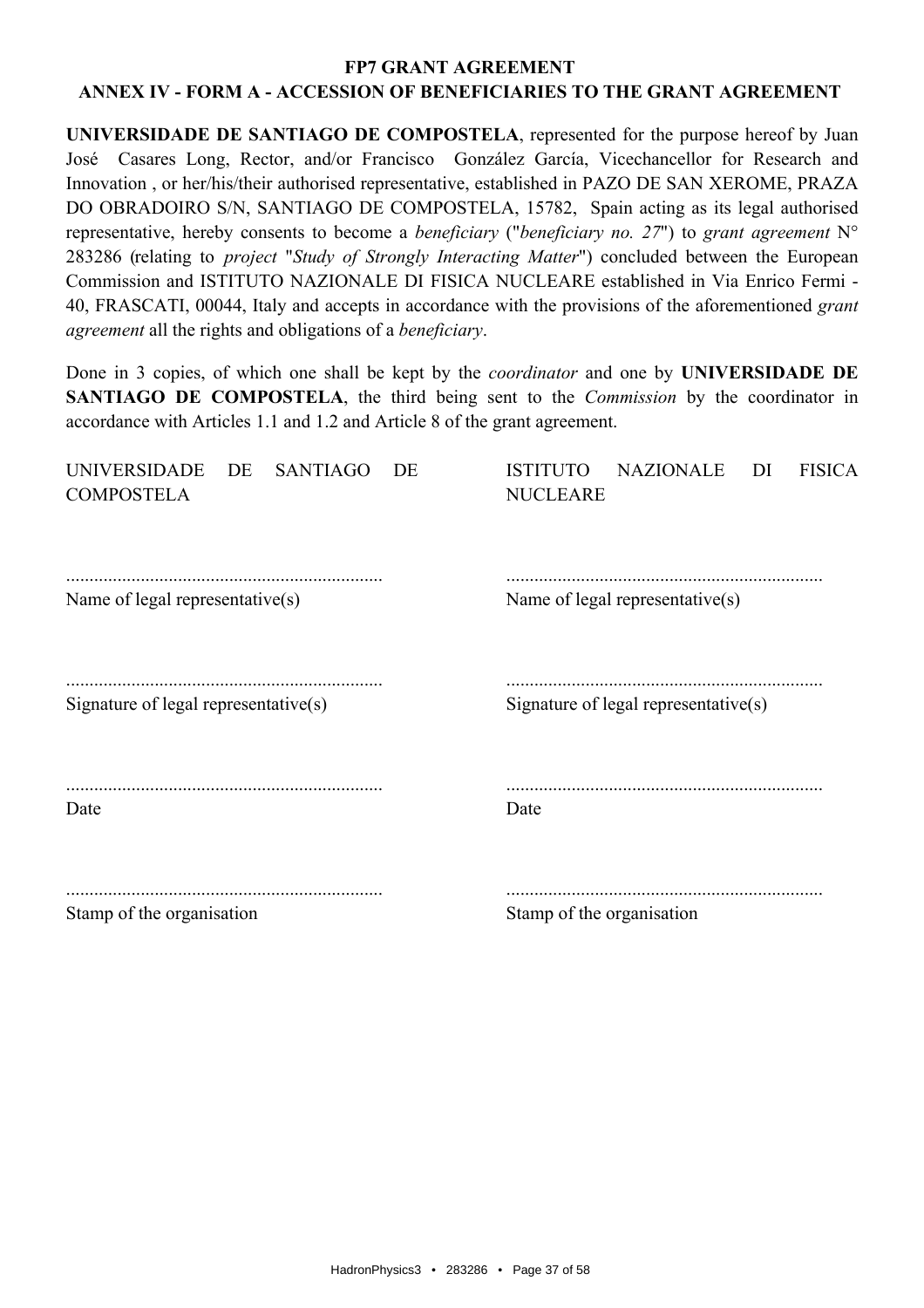**FP7 GRANT AGREEMENT**

**ANNEX IV - FORM A - ACCESSION OF BENEFICIARIES TO THE GRANT AGREEMENT**

**UNIVERSIDADE DE SANTIAGO DE COMPOSTELA**, represented for the purpose hereof by Juan José Casares Long, Rector, and/or Francisco González García, Vicechancellor for Research and Innovation , or her/his/their authorised representative, established in PAZO DE SAN XEROME, PRAZA DO OBRADOIRO S/N, SANTIAGO DE COMPOSTELA, 15782, Spain acting as its legal authorised representative, hereby consents to become a *beneficiary* ("*beneficiary no. 27*") to *grant agreement* N° 283286 (relating to *project* "*Study of Strongly Interacting Matter*") concluded between the European Commission and ISTITUTO NAZIONALE DI FISICA NUCLEARE established in Via Enrico Fermi - 40, FRASCATI, 00044, Italy and accepts in accordance with the provisions of the aforementioned *grant agreement* all the rights and obligations of a *beneficiary*.

Done in 3 copies, of which one shall be kept by the *coordinator* and one by **UNIVERSIDADE DE SANTIAGO DE COMPOSTELA**, the third being sent to the *Commission* by the coordinator in accordance with Articles 1.1 and 1.2 and Article 8 of the grant agreement.

| UNIVERSIDADE DE SANTIAGO DE COMPOSTELA | ISTITUTO NAZIONALE DI FISICA NUCLEARE |
|---|---|
| ................................................................... | ................................................................... |
| Name of legal representative(s) | Name of legal representative(s) |
| ................................................................... | ................................................................... |
| Signature of legal representative(s) | Signature of legal representative(s) |
| ................................................................... | ................................................................... |
| Date | Date |
| ................................................................... | ................................................................... |
| Stamp of the organisation | Stamp of the organisation |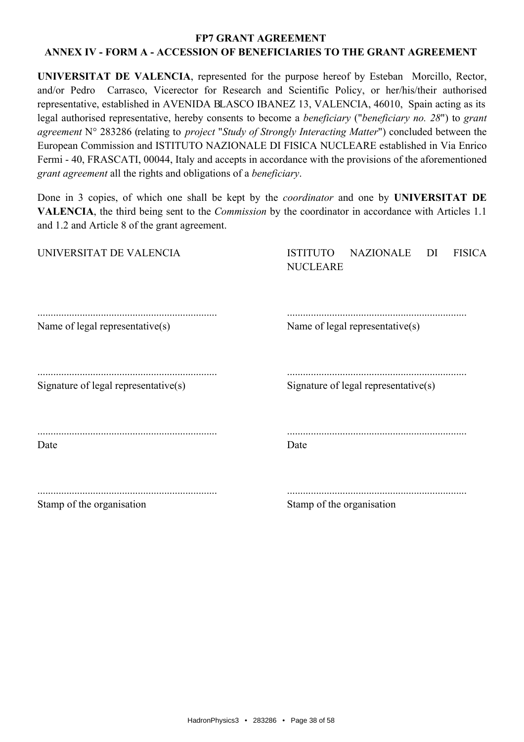**FP7 GRANT AGREEMENT**

**ANNEX IV - FORM A - ACCESSION OF BENEFICIARIES TO THE GRANT AGREEMENT**

**UNIVERSITAT DE VALENCIA**, represented for the purpose hereof by Esteban Morcillo, Rector, and/or Pedro Carrasco, Vicerector for Research and Scientific Policy, or her/his/their authorised representative, established in AVENIDA BLASCO IBANEZ 13, VALENCIA, 46010, Spain acting as its legal authorised representative, hereby consents to become a *beneficiary* ("*beneficiary no. 28*") to *grant agreement* N° 283286 (relating to *project* "*Study of Strongly Interacting Matter*") concluded between the European Commission and ISTITUTO NAZIONALE DI FISICA NUCLEARE established in Via Enrico Fermi - 40, FRASCATI, 00044, Italy and accepts in accordance with the provisions of the aforementioned *grant agreement* all the rights and obligations of a *beneficiary*.

Done in 3 copies, of which one shall be kept by the *coordinator* and one by **UNIVERSITAT DE VALENCIA**, the third being sent to the *Commission* by the coordinator in accordance with Articles 1.1 and 1.2 and Article 8 of the grant agreement.

| UNIVERSITAT DE VALENCIA | ISTITUTO NAZIONALE DI FISICA NUCLEARE |
| --- | --- |
| ................................................................... | ................................................................... |
| Name of legal representative(s) | Name of legal representative(s) |
| ................................................................... | ................................................................... |
| Signature of legal representative(s) | Signature of legal representative(s) |
| ................................................................... | ................................................................... |
| Date | Date |
| ................................................................... | ................................................................... |
| Stamp of the organisation | Stamp of the organisation |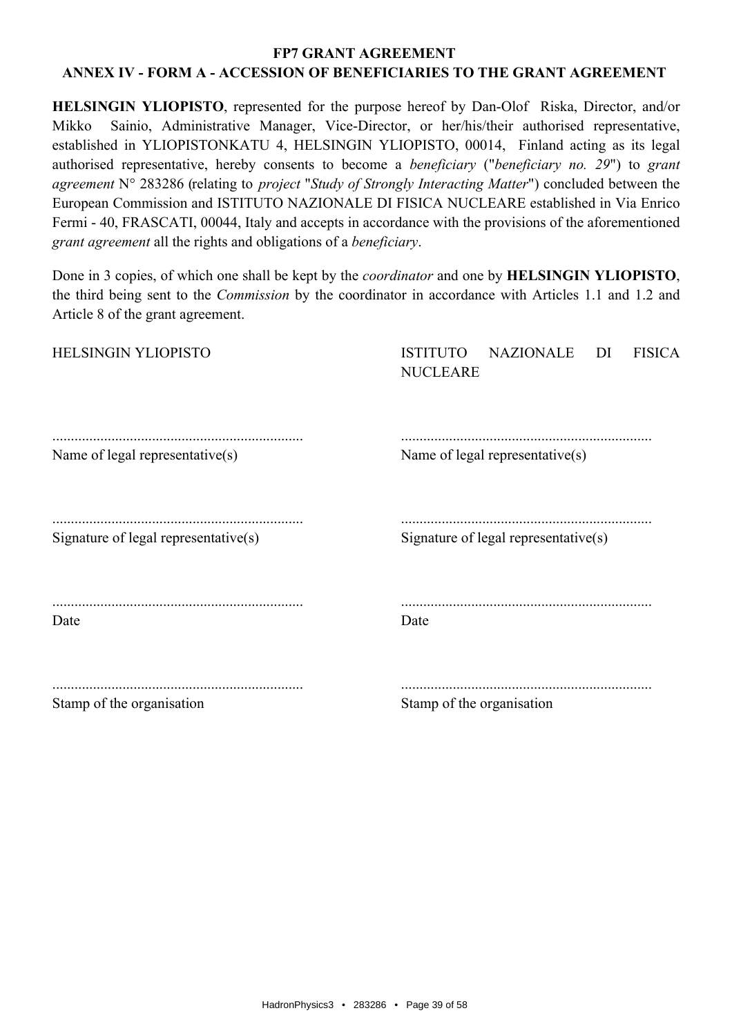**FP7 GRANT AGREEMENT**

**ANNEX IV - FORM A - ACCESSION OF BENEFICIARIES TO THE GRANT AGREEMENT**

**HELSINGIN YLIOPISTO**, represented for the purpose hereof by Dan-Olof Riska, Director, and/or Mikko Sainio, Administrative Manager, Vice-Director, or her/his/their authorised representative, established in YLIOPISTONKATU 4, HELSINGIN YLIOPISTO, 00014, Finland acting as its legal authorised representative, hereby consents to become a *beneficiary* ("*beneficiary no. 29*") to *grant agreement* N° 283286 (relating to *project* "*Study of Strongly Interacting Matter*") concluded between the European Commission and ISTITUTO NAZIONALE DI FISICA NUCLEARE established in Via Enrico Fermi - 40, FRASCATI, 00044, Italy and accepts in accordance with the provisions of the aforementioned *grant agreement* all the rights and obligations of a *beneficiary*.

Done in 3 copies, of which one shall be kept by the *coordinator* and one by **HELSINGIN YLIOPISTO**, the third being sent to the *Commission* by the coordinator in accordance with Articles 1.1 and 1.2 and Article 8 of the grant agreement.

| HELSINGIN YLIOPISTO | ISTITUTO NAZIONALE DI FISICA NUCLEARE |
|---|---|
| ................................................................... | ................................................................... |
| Name of legal representative(s) | Name of legal representative(s) |
| ................................................................... | ................................................................... |
| Signature of legal representative(s) | Signature of legal representative(s) |
| ................................................................... | ................................................................... |
| Date | Date |
| ................................................................... | ................................................................... |
| Stamp of the organisation | Stamp of the organisation |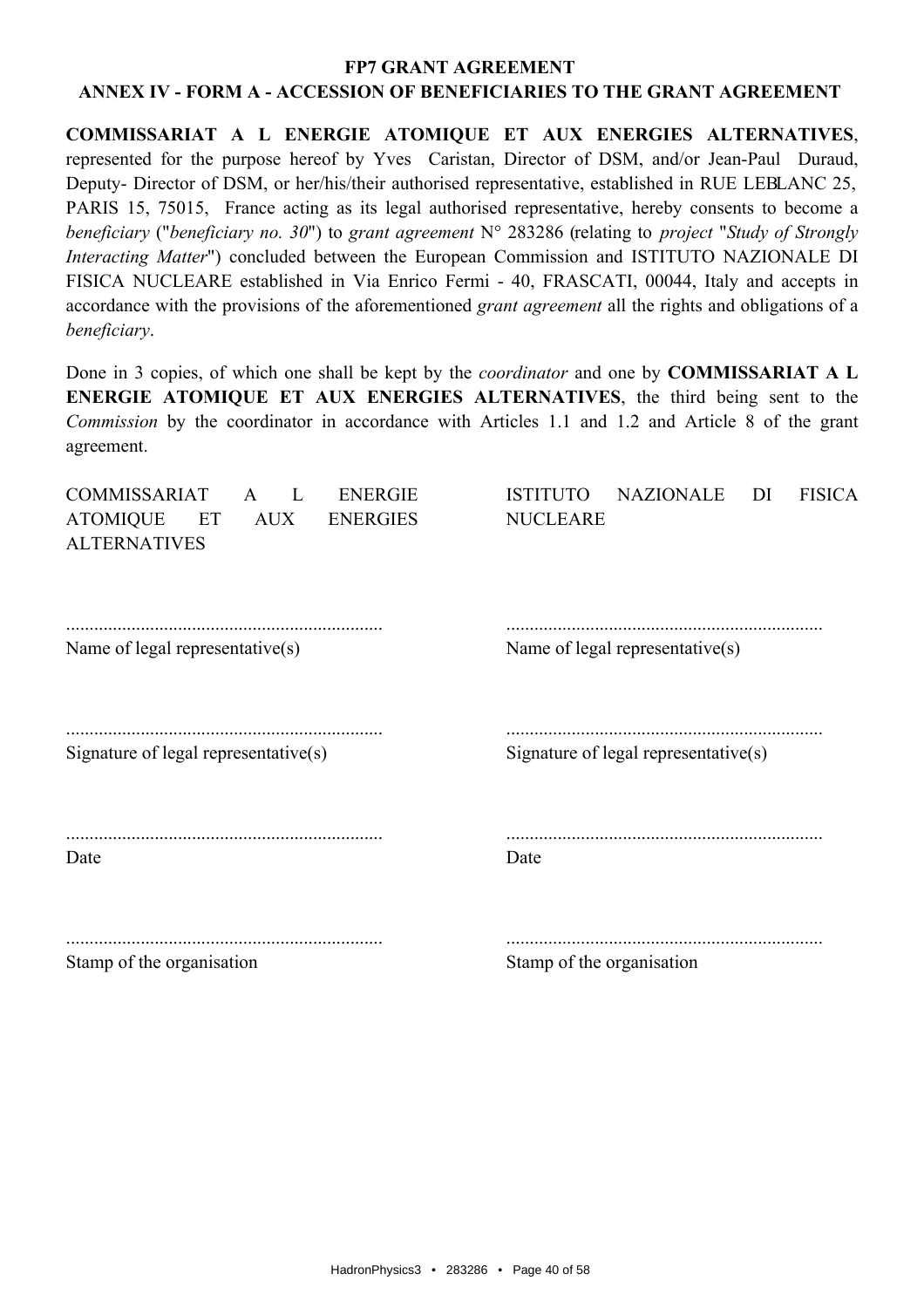**FP7 GRANT AGREEMENT**

**ANNEX IV - FORM A - ACCESSION OF BENEFICIARIES TO THE GRANT AGREEMENT**

**COMMISSARIAT A L ENERGIE ATOMIQUE ET AUX ENERGIES ALTERNATIVES**, represented for the purpose hereof by Yves Caristan, Director of DSM, and/or Jean-Paul Duraud, Deputy- Director of DSM, or her/his/their authorised representative, established in RUE LEBLANC 25, PARIS 15, 75015, France acting as its legal authorised representative, hereby consents to become a *beneficiary* ("*beneficiary no. 30*") to *grant agreement* N° 283286 (relating to *project* "*Study of Strongly Interacting Matter*") concluded between the European Commission and ISTITUTO NAZIONALE DI FISICA NUCLEARE established in Via Enrico Fermi - 40, FRASCATI, 00044, Italy and accepts in accordance with the provisions of the aforementioned *grant agreement* all the rights and obligations of a *beneficiary*.

Done in 3 copies, of which one shall be kept by the *coordinator* and one by **COMMISSARIAT A L ENERGIE ATOMIQUE ET AUX ENERGIES ALTERNATIVES**, the third being sent to the *Commission* by the coordinator in accordance with Articles 1.1 and 1.2 and Article 8 of the grant agreement.

| COMMISSARIAT A L ENERGIE ATOMIQUE ET AUX ENERGIES ALTERNATIVES | ISTITUTO NAZIONALE DI FISICA NUCLEARE |
| --- | --- |
| ................................................................... | ................................................................... |
| Name of legal representative(s) | Name of legal representative(s) |
| ................................................................... | ................................................................... |
| Signature of legal representative(s) | Signature of legal representative(s) |
| ................................................................... | ................................................................... |
| Date | Date |
| ................................................................... | ................................................................... |
| Stamp of the organisation | Stamp of the organisation |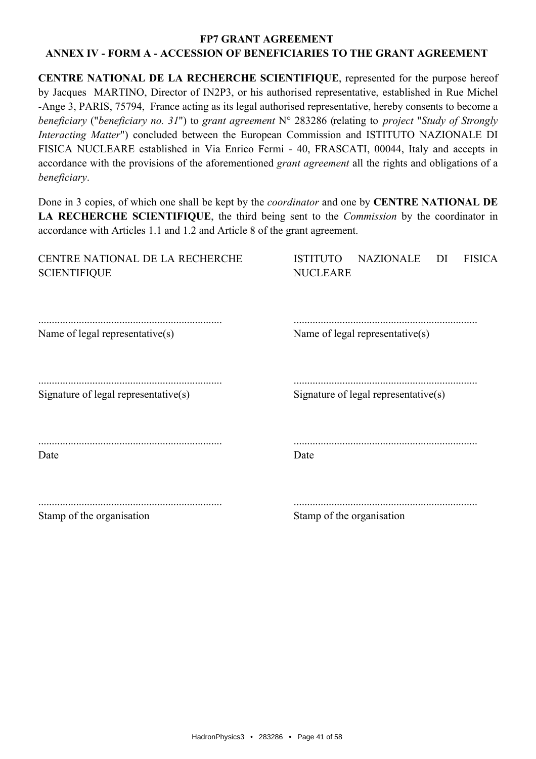**FP7 GRANT AGREEMENT**

**ANNEX IV - FORM A - ACCESSION OF BENEFICIARIES TO THE GRANT AGREEMENT**

**CENTRE NATIONAL DE LA RECHERCHE SCIENTIFIQUE**, represented for the purpose hereof by Jacques MARTINO, Director of IN2P3, or his authorised representative, established in Rue Michel -Ange 3, PARIS, 75794, France acting as its legal authorised representative, hereby consents to become a *beneficiary* ("*beneficiary no. 31*") to *grant agreement* N° 283286 (relating to *project* "*Study of Strongly Interacting Matter*") concluded between the European Commission and ISTITUTO NAZIONALE DI FISICA NUCLEARE established in Via Enrico Fermi - 40, FRASCATI, 00044, Italy and accepts in accordance with the provisions of the aforementioned *grant agreement* all the rights and obligations of a *beneficiary*.

Done in 3 copies, of which one shall be kept by the *coordinator* and one by **CENTRE NATIONAL DE LA RECHERCHE SCIENTIFIQUE**, the third being sent to the *Commission* by the coordinator in accordance with Articles 1.1 and 1.2 and Article 8 of the grant agreement.

| CENTRE NATIONAL DE LA RECHERCHE SCIENTIFIQUE | ISTITUTO NAZIONALE DI FISICA NUCLEARE |
|---|---|
| ................................................................... | ................................................................... |
| Name of legal representative(s) | Name of legal representative(s) |
| ................................................................... | ................................................................... |
| Signature of legal representative(s) | Signature of legal representative(s) |
| ................................................................... | ................................................................... |
| Date | Date |
| ................................................................... | ................................................................... |
| Stamp of the organisation | Stamp of the organisation |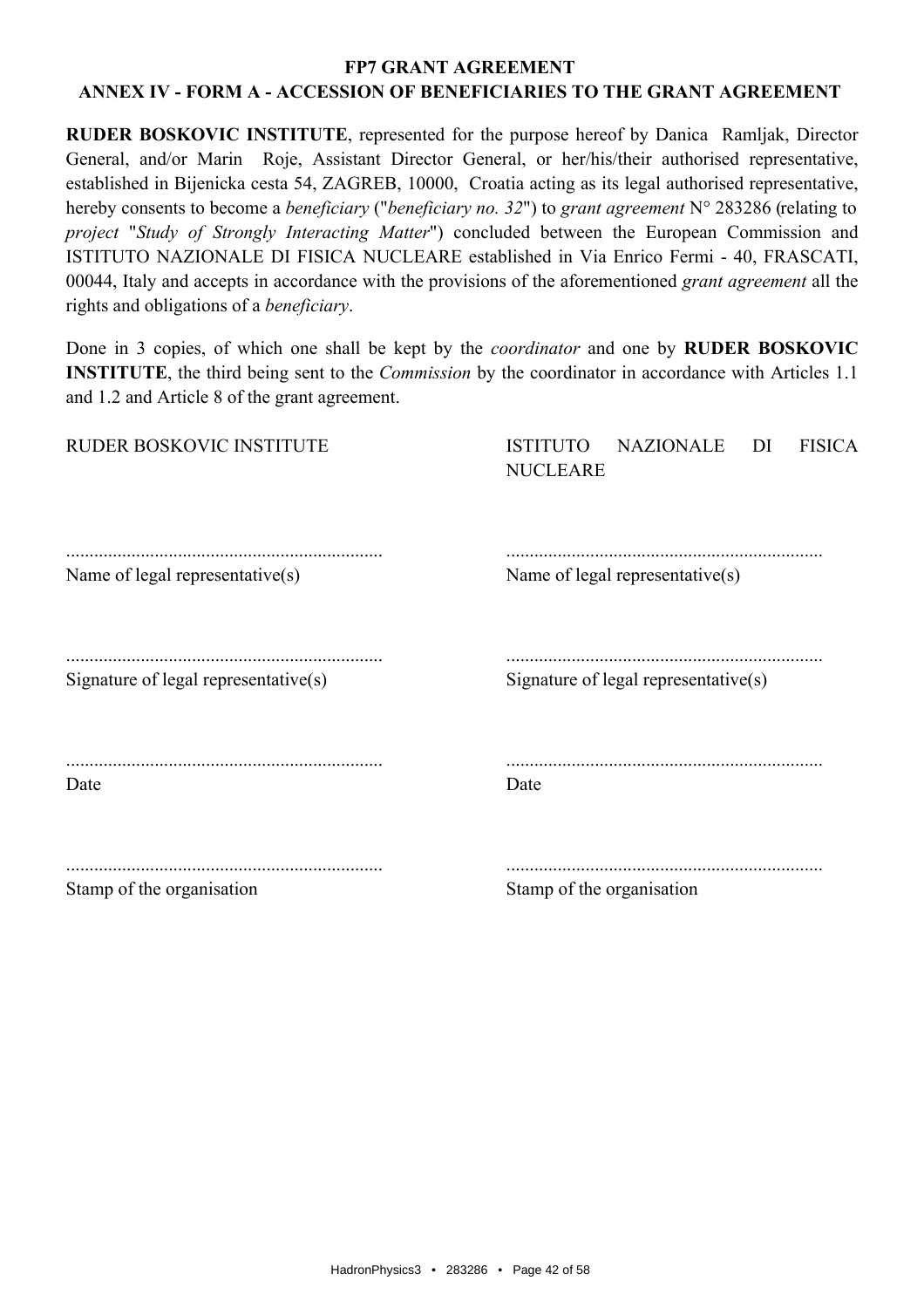# FP7 GRANT AGREEMENT

## ANNEX IV - FORM A - ACCESSION OF BENEFICIARIES TO THE GRANT AGREEMENT

**RUDER BOSKOVIC INSTITUTE**, represented for the purpose hereof by Danica Ramljak, Director General, and/or Marin Roje, Assistant Director General, or her/his/their authorised representative, established in Bijenicka cesta 54, ZAGREB, 10000, Croatia acting as its legal authorised representative, hereby consents to become a *beneficiary* ("*beneficiary no. 32*") to *grant agreement* N° 283286 (relating to *project* "*Study of Strongly Interacting Matter*") concluded between the European Commission and ISTITUTO NAZIONALE DI FISICA NUCLEARE established in Via Enrico Fermi - 40, FRASCATI, 00044, Italy and accepts in accordance with the provisions of the aforementioned *grant agreement* all the rights and obligations of a *beneficiary*.

Done in 3 copies, of which one shall be kept by the *coordinator* and one by **RUDER BOSKOVIC INSTITUTE**, the third being sent to the *Commission* by the coordinator in accordance with Articles 1.1 and 1.2 and Article 8 of the grant agreement.

| RUDER BOSKOVIC INSTITUTE | ISTITUTO NAZIONALE DI FISICA NUCLEARE |
|---|---|
| ................................................................... | ................................................................... |
| Name of legal representative(s) | Name of legal representative(s) |
| ................................................................... | ................................................................... |
| Signature of legal representative(s) | Signature of legal representative(s) |
| ................................................................... | ................................................................... |
| Date | Date |
| ................................................................... | ................................................................... |
| Stamp of the organisation | Stamp of the organisation |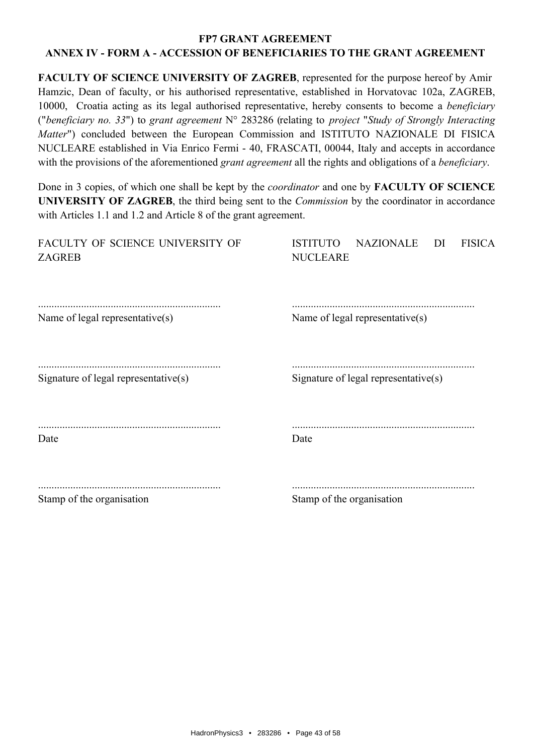**FP7 GRANT AGREEMENT**

**ANNEX IV - FORM A - ACCESSION OF BENEFICIARIES TO THE GRANT AGREEMENT**

**FACULTY OF SCIENCE UNIVERSITY OF ZAGREB**, represented for the purpose hereof by Amir Hamzic, Dean of faculty, or his authorised representative, established in Horvatovac 102a, ZAGREB, 10000, Croatia acting as its legal authorised representative, hereby consents to become a *beneficiary* ("*beneficiary no. 33*") to *grant agreement* N° 283286 (relating to *project* "*Study of Strongly Interacting Matter*") concluded between the European Commission and ISTITUTO NAZIONALE DI FISICA NUCLEARE established in Via Enrico Fermi - 40, FRASCATI, 00044, Italy and accepts in accordance with the provisions of the aforementioned *grant agreement* all the rights and obligations of a *beneficiary*.

Done in 3 copies, of which one shall be kept by the *coordinator* and one by **FACULTY OF SCIENCE UNIVERSITY OF ZAGREB**, the third being sent to the *Commission* by the coordinator in accordance with Articles 1.1 and 1.2 and Article 8 of the grant agreement.

| FACULTY OF SCIENCE UNIVERSITY OF ZAGREB | ISTITUTO NAZIONALE DI FISICA NUCLEARE |
|---|---|
| ................................................................... | ................................................................... |
| Name of legal representative(s) | Name of legal representative(s) |
| ................................................................... | ................................................................... |
| Signature of legal representative(s) | Signature of legal representative(s) |
| ................................................................... | ................................................................... |
| Date | Date |
| ................................................................... | ................................................................... |
| Stamp of the organisation | Stamp of the organisation |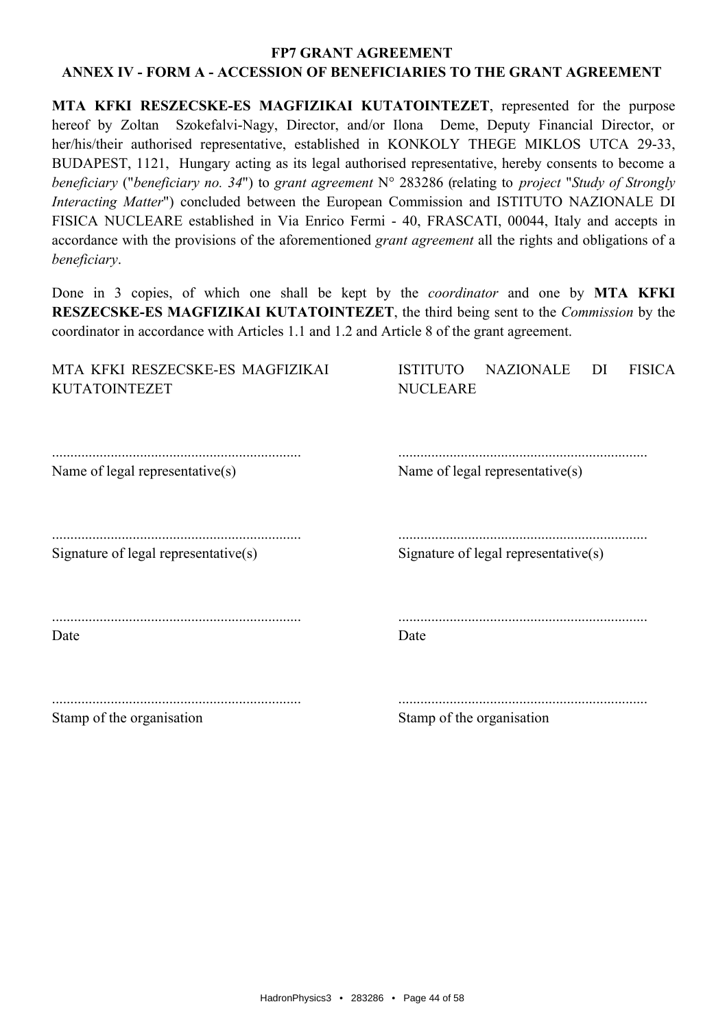**FP7 GRANT AGREEMENT**

**ANNEX IV - FORM A - ACCESSION OF BENEFICIARIES TO THE GRANT AGREEMENT**

**MTA KFKI RESZECSKE-ES MAGFIZIKAI KUTATOINTEZET**, represented for the purpose hereof by Zoltan Szokefalvi-Nagy, Director, and/or Ilona Deme, Deputy Financial Director, or her/his/their authorised representative, established in KONKOLY THEGE MIKLOS UTCA 29-33, BUDAPEST, 1121, Hungary acting as its legal authorised representative, hereby consents to become a *beneficiary* ("*beneficiary no. 34*") to *grant agreement* N° 283286 (relating to *project* "*Study of Strongly Interacting Matter*") concluded between the European Commission and ISTITUTO NAZIONALE DI FISICA NUCLEARE established in Via Enrico Fermi - 40, FRASCATI, 00044, Italy and accepts in accordance with the provisions of the aforementioned *grant agreement* all the rights and obligations of a *beneficiary*.

Done in 3 copies, of which one shall be kept by the *coordinator* and one by **MTA KFKI RESZECSKE-ES MAGFIZIKAI KUTATOINTEZET**, the third being sent to the *Commission* by the coordinator in accordance with Articles 1.1 and 1.2 and Article 8 of the grant agreement.

| MTA KFKI RESZECSKE-ES MAGFIZIKAI KUTATOINTEZET | ISTITUTO NAZIONALE DI FISICA NUCLEARE |
|---|---|
| ................................................................... | ................................................................... |
| Name of legal representative(s) | Name of legal representative(s) |
| ................................................................... | ................................................................... |
| Signature of legal representative(s) | Signature of legal representative(s) |
| ................................................................... | ................................................................... |
| Date | Date |
| ................................................................... | ................................................................... |
| Stamp of the organisation | Stamp of the organisation |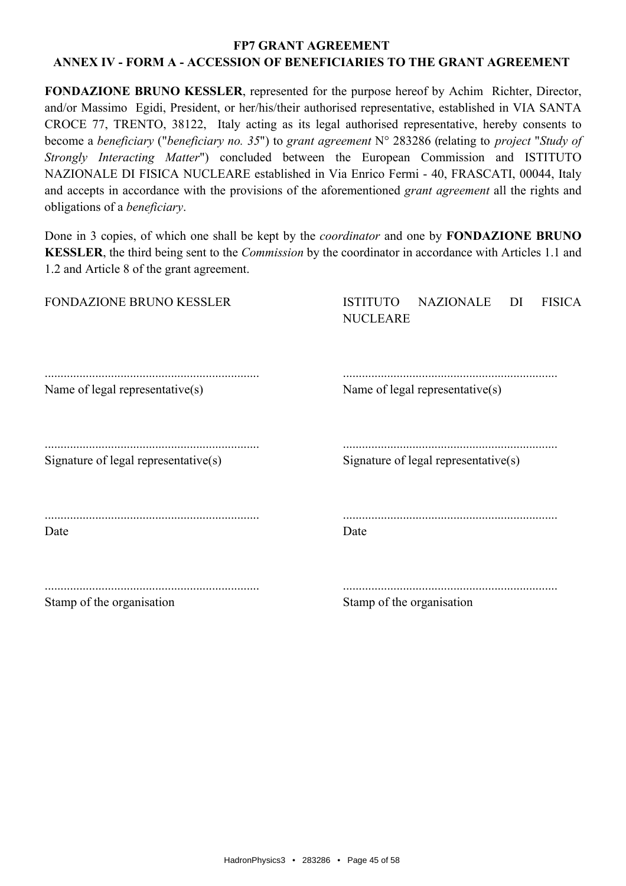**FP7 GRANT AGREEMENT**

**ANNEX IV - FORM A - ACCESSION OF BENEFICIARIES TO THE GRANT AGREEMENT**

**FONDAZIONE BRUNO KESSLER**, represented for the purpose hereof by Achim Richter, Director, and/or Massimo Egidi, President, or her/his/their authorised representative, established in VIA SANTA CROCE 77, TRENTO, 38122, Italy acting as its legal authorised representative, hereby consents to become a *beneficiary* ("*beneficiary no. 35*") to *grant agreement* N° 283286 (relating to *project* "*Study of Strongly Interacting Matter*") concluded between the European Commission and ISTITUTO NAZIONALE DI FISICA NUCLEARE established in Via Enrico Fermi - 40, FRASCATI, 00044, Italy and accepts in accordance with the provisions of the aforementioned *grant agreement* all the rights and obligations of a *beneficiary*.

Done in 3 copies, of which one shall be kept by the *coordinator* and one by **FONDAZIONE BRUNO KESSLER**, the third being sent to the *Commission* by the coordinator in accordance with Articles 1.1 and 1.2 and Article 8 of the grant agreement.

| FONDAZIONE BRUNO KESSLER | ISTITUTO NAZIONALE DI FISICA NUCLEARE |
|---|---|
| ................................................................... | ................................................................... |
| Name of legal representative(s) | Name of legal representative(s) |
| ................................................................... | ................................................................... |
| Signature of legal representative(s) | Signature of legal representative(s) |
| ................................................................... | ................................................................... |
| Date | Date |
| ................................................................... | ................................................................... |
| Stamp of the organisation | Stamp of the organisation |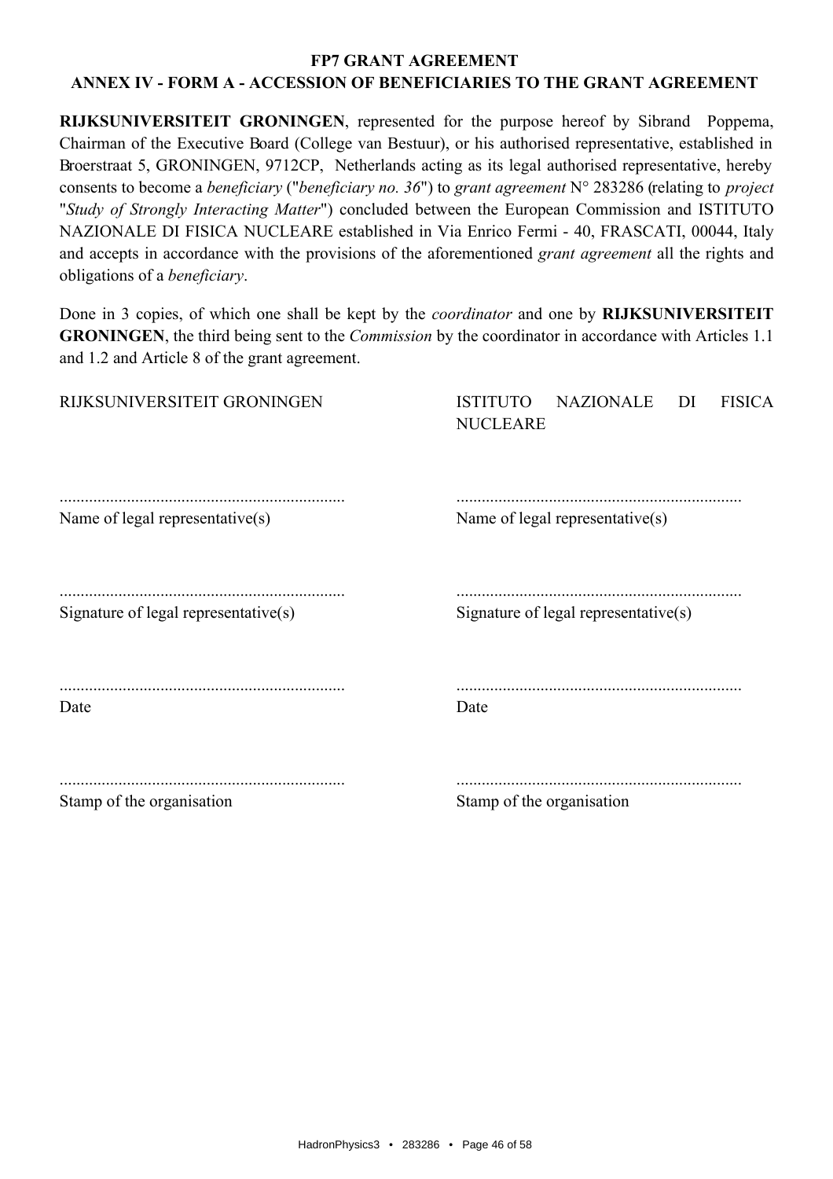**FP7 GRANT AGREEMENT**

**ANNEX IV - FORM A - ACCESSION OF BENEFICIARIES TO THE GRANT AGREEMENT**

**RIJKSUNIVERSITEIT GRONINGEN**, represented for the purpose hereof by Sibrand Poppema, Chairman of the Executive Board (College van Bestuur), or his authorised representative, established in Broerstraat 5, GRONINGEN, 9712CP, Netherlands acting as its legal authorised representative, hereby consents to become a *beneficiary* ("*beneficiary no. 36*") to *grant agreement* N° 283286 (relating to *project* "*Study of Strongly Interacting Matter*") concluded between the European Commission and ISTITUTO NAZIONALE DI FISICA NUCLEARE established in Via Enrico Fermi - 40, FRASCATI, 00044, Italy and accepts in accordance with the provisions of the aforementioned *grant agreement* all the rights and obligations of a *beneficiary*.

Done in 3 copies, of which one shall be kept by the *coordinator* and one by **RIJKSUNIVERSITEIT GRONINGEN**, the third being sent to the *Commission* by the coordinator in accordance with Articles 1.1 and 1.2 and Article 8 of the grant agreement.

| RIJKSUNIVERSITEIT GRONINGEN | ISTITUTO NAZIONALE DI FISICA NUCLEARE |
| --- | --- |
| .................................................................... | .................................................................... |
| Name of legal representative(s) | Name of legal representative(s) |
| .................................................................... | .................................................................... |
| Signature of legal representative(s) | Signature of legal representative(s) |
| .................................................................... | .................................................................... |
| Date | Date |
| .................................................................... | .................................................................... |
| Stamp of the organisation | Stamp of the organisation |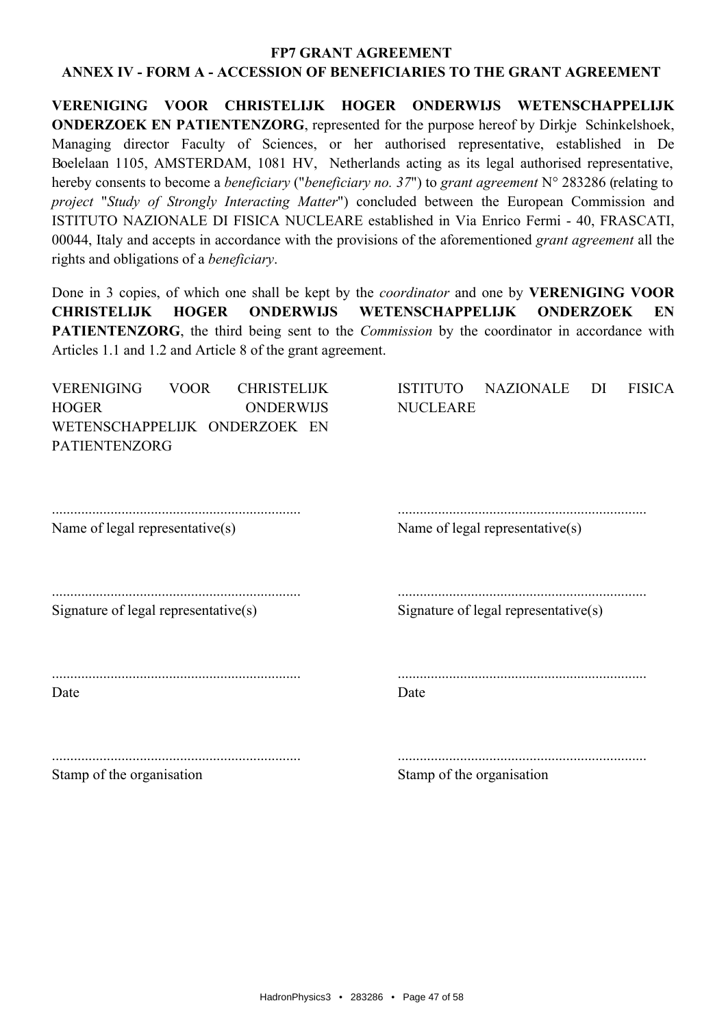**FP7 GRANT AGREEMENT**

**ANNEX IV - FORM A - ACCESSION OF BENEFICIARIES TO THE GRANT AGREEMENT**

**VERENIGING VOOR CHRISTELIJK HOGER ONDERWIJS WETENSCHAPPELIJK ONDERZOEK EN PATIENTENZORG**, represented for the purpose hereof by Dirkje Schinkelshoek, Managing director Faculty of Sciences, or her authorised representative, established in De Boelelaan 1105, AMSTERDAM, 1081 HV, Netherlands acting as its legal authorised representative, hereby consents to become a *beneficiary* ("*beneficiary no. 37*") to *grant agreement* N° 283286 (relating to *project* "*Study of Strongly Interacting Matter*") concluded between the European Commission and ISTITUTO NAZIONALE DI FISICA NUCLEARE established in Via Enrico Fermi - 40, FRASCATI, 00044, Italy and accepts in accordance with the provisions of the aforementioned *grant agreement* all the rights and obligations of a *beneficiary*.

Done in 3 copies, of which one shall be kept by the *coordinator* and one by **VERENIGING VOOR CHRISTELIJK HOGER ONDERWIJS WETENSCHAPPELIJK ONDERZOEK EN PATIENTENZORG**, the third being sent to the *Commission* by the coordinator in accordance with Articles 1.1 and 1.2 and Article 8 of the grant agreement.

| VERENIGING VOOR CHRISTELIJK HOGER ONDERWIJS WETENSCHAPPELIJK ONDERZOEK EN PATIENTENZORG | ISTITUTO NAZIONALE DI FISICA NUCLEARE |
| --- | --- |
| ................................................................... | ................................................................... |
| Name of legal representative(s) | Name of legal representative(s) |
| ................................................................... | ................................................................... |
| Signature of legal representative(s) | Signature of legal representative(s) |
| ................................................................... | ................................................................... |
| Date | Date |
| ................................................................... | ................................................................... |
| Stamp of the organisation | Stamp of the organisation |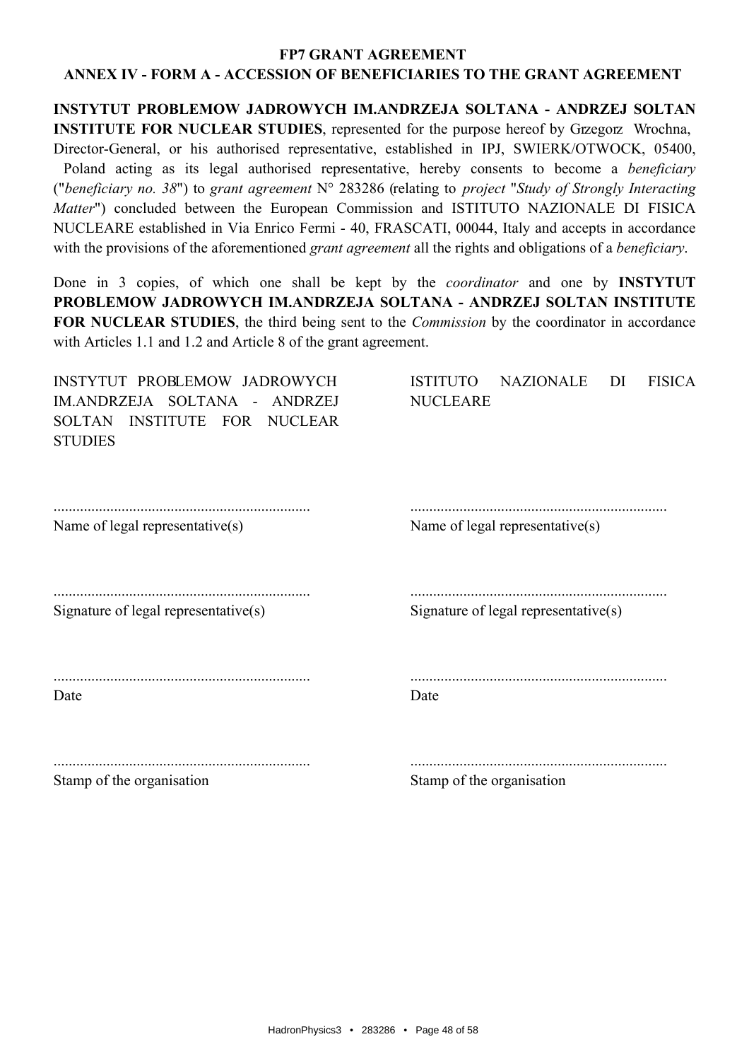**FP7 GRANT AGREEMENT**

**ANNEX IV - FORM A - ACCESSION OF BENEFICIARIES TO THE GRANT AGREEMENT**

**INSTYTUT PROBLEMOW JADROWYCH IM.ANDRZEJA SOLTANA - ANDRZEJ SOLTAN INSTITUTE FOR NUCLEAR STUDIES**, represented for the purpose hereof by Grzegorz Wrochna, Director-General, or his authorised representative, established in IPJ, SWIERK/OTWOCK, 05400, Poland acting as its legal authorised representative, hereby consents to become a *beneficiary* ("*beneficiary no. 38*") to *grant agreement* N° 283286 (relating to *project* "*Study of Strongly Interacting Matter*") concluded between the European Commission and ISTITUTO NAZIONALE DI FISICA NUCLEARE established in Via Enrico Fermi - 40, FRASCATI, 00044, Italy and accepts in accordance with the provisions of the aforementioned *grant agreement* all the rights and obligations of a *beneficiary*.

Done in 3 copies, of which one shall be kept by the *coordinator* and one by **INSTYTUT PROBLEMOW JADROWYCH IM.ANDRZEJA SOLTANA - ANDRZEJ SOLTAN INSTITUTE FOR NUCLEAR STUDIES**, the third being sent to the *Commission* by the coordinator in accordance with Articles 1.1 and 1.2 and Article 8 of the grant agreement.

| INSTYTUT PROBLEMOW JADROWYCH IM.ANDRZEJA SOLTANA - ANDRZEJ SOLTAN INSTITUTE FOR NUCLEAR STUDIES | ISTITUTO NAZIONALE DI FISICA NUCLEARE |
|---|---|
| ................................................................... Name of legal representative(s) | ................................................................... Name of legal representative(s) |
| ................................................................... Signature of legal representative(s) | ................................................................... Signature of legal representative(s) |
| ................................................................... Date | ................................................................... Date |
| ................................................................... Stamp of the organisation | ................................................................... Stamp of the organisation |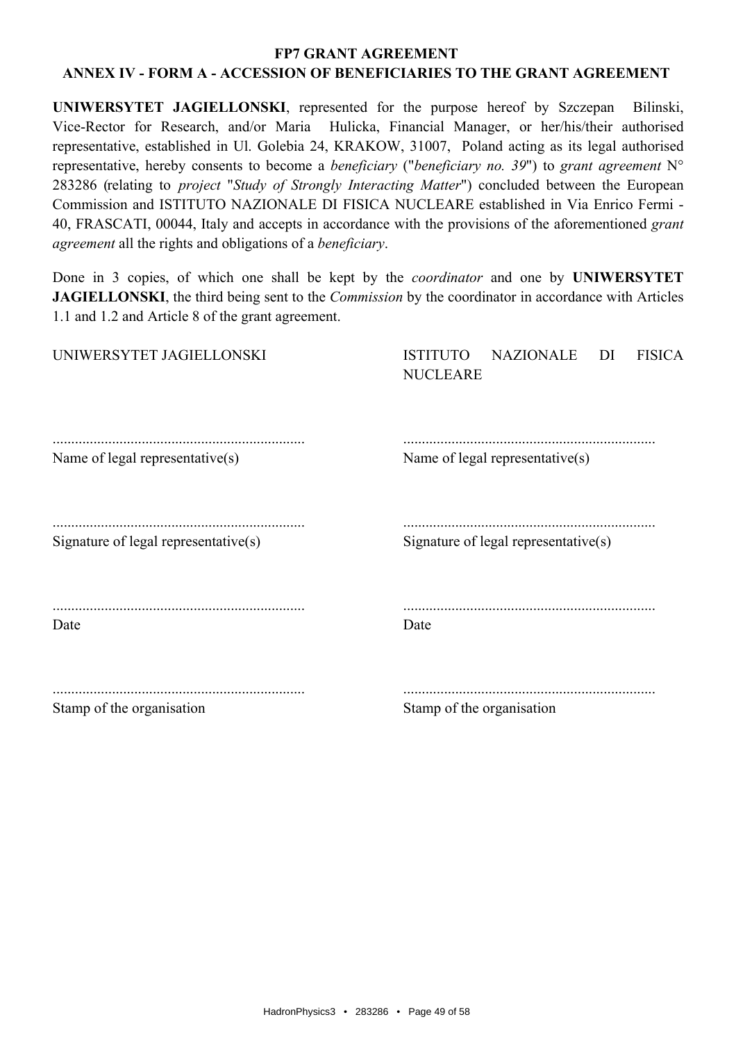**FP7 GRANT AGREEMENT**

**ANNEX IV - FORM A - ACCESSION OF BENEFICIARIES TO THE GRANT AGREEMENT**

**UNIWERSYTET JAGIELLONSKI**, represented for the purpose hereof by Szczepan Bilinski, Vice-Rector for Research, and/or Maria Hulicka, Financial Manager, or her/his/their authorised representative, established in Ul. Golebia 24, KRAKOW, 31007, Poland acting as its legal authorised representative, hereby consents to become a *beneficiary* ("*beneficiary no. 39*") to *grant agreement* N° 283286 (relating to *project* "*Study of Strongly Interacting Matter*") concluded between the European Commission and ISTITUTO NAZIONALE DI FISICA NUCLEARE established in Via Enrico Fermi - 40, FRASCATI, 00044, Italy and accepts in accordance with the provisions of the aforementioned *grant agreement* all the rights and obligations of a *beneficiary*.

Done in 3 copies, of which one shall be kept by the *coordinator* and one by **UNIWERSYTET JAGIELLONSKI**, the third being sent to the *Commission* by the coordinator in accordance with Articles 1.1 and 1.2 and Article 8 of the grant agreement.

| UNIWERSYTET JAGIELLONSKI | ISTITUTO NAZIONALE DI FISICA NUCLEARE |
|---|---|
| ................................................................... | ................................................................... |
| Name of legal representative(s) | Name of legal representative(s) |
| ................................................................... | ................................................................... |
| Signature of legal representative(s) | Signature of legal representative(s) |
| ................................................................... | ................................................................... |
| Date | Date |
| ................................................................... | ................................................................... |
| Stamp of the organisation | Stamp of the organisation |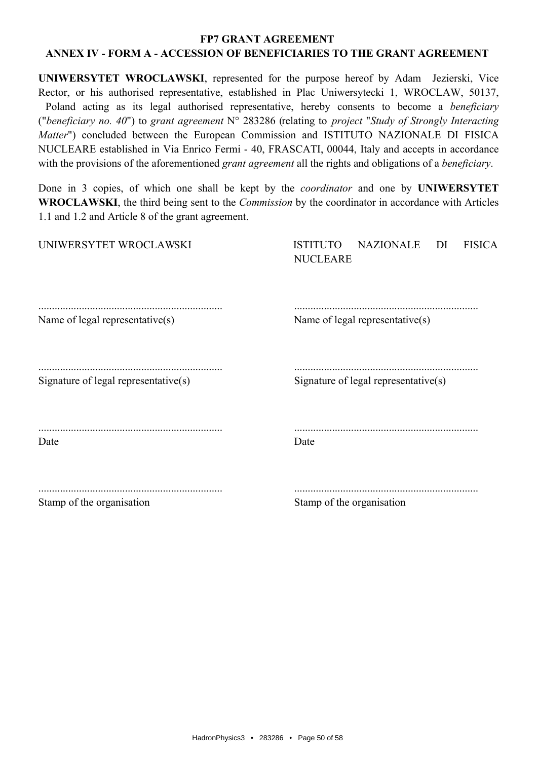**FP7 GRANT AGREEMENT**

**ANNEX IV - FORM A - ACCESSION OF BENEFICIARIES TO THE GRANT AGREEMENT**

**UNIWERSYTET WROCLAWSKI**, represented for the purpose hereof by Adam Jezierski, Vice Rector, or his authorised representative, established in Plac Uniwersytecki 1, WROCLAW, 50137, Poland acting as its legal authorised representative, hereby consents to become a *beneficiary* ("*beneficiary no. 40*") to *grant agreement* N° 283286 (relating to *project* "*Study of Strongly Interacting Matter*") concluded between the European Commission and ISTITUTO NAZIONALE DI FISICA NUCLEARE established in Via Enrico Fermi - 40, FRASCATI, 00044, Italy and accepts in accordance with the provisions of the aforementioned *grant agreement* all the rights and obligations of a *beneficiary*.

Done in 3 copies, of which one shall be kept by the *coordinator* and one by **UNIWERSYTET WROCLAWSKI**, the third being sent to the *Commission* by the coordinator in accordance with Articles 1.1 and 1.2 and Article 8 of the grant agreement.

| UNIWERSYTET WROCLAWSKI | ISTITUTO NAZIONALE DI FISICA NUCLEARE |
|---|---|
| ................................................................... | ................................................................... |
| Name of legal representative(s) | Name of legal representative(s) |
| ................................................................... | ................................................................... |
| Signature of legal representative(s) | Signature of legal representative(s) |
| ................................................................... | ................................................................... |
| Date | Date |
| ................................................................... | ................................................................... |
| Stamp of the organisation | Stamp of the organisation |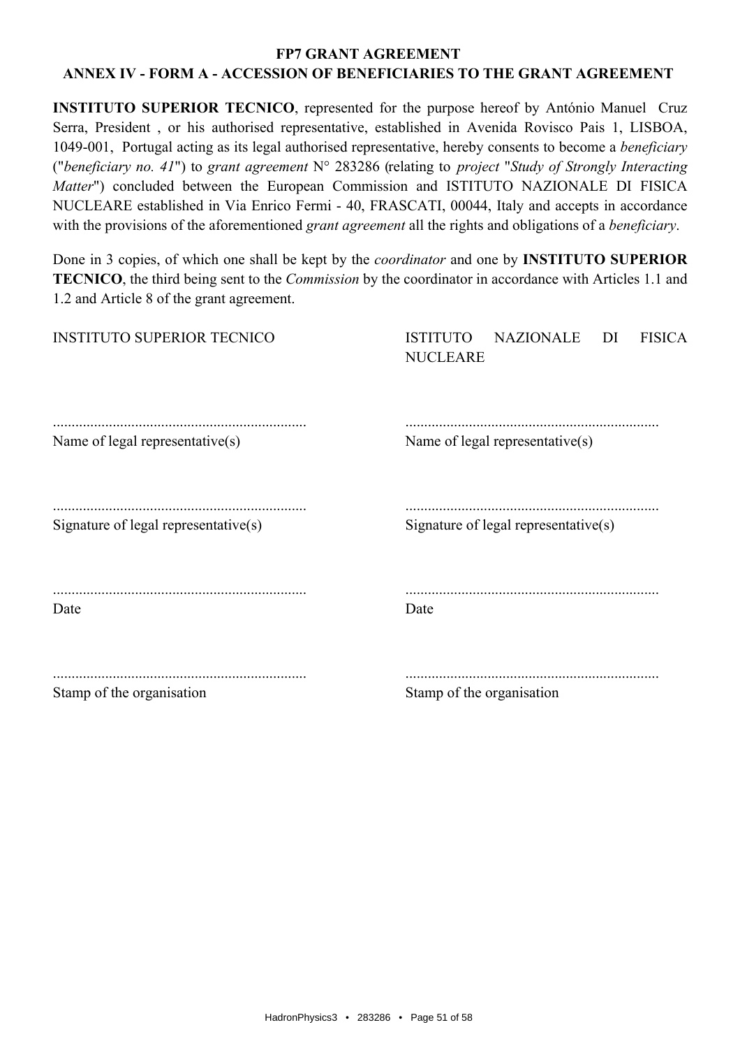**FP7 GRANT AGREEMENT**

**ANNEX IV - FORM A - ACCESSION OF BENEFICIARIES TO THE GRANT AGREEMENT**

**INSTITUTO SUPERIOR TECNICO**, represented for the purpose hereof by António Manuel Cruz Serra, President , or his authorised representative, established in Avenida Rovisco Pais 1, LISBOA, 1049-001, Portugal acting as its legal authorised representative, hereby consents to become a *beneficiary* ("*beneficiary no. 41*") to *grant agreement* N° 283286 (relating to *project* "*Study of Strongly Interacting Matter*") concluded between the European Commission and ISTITUTO NAZIONALE DI FISICA NUCLEARE established in Via Enrico Fermi - 40, FRASCATI, 00044, Italy and accepts in accordance with the provisions of the aforementioned *grant agreement* all the rights and obligations of a *beneficiary*.

Done in 3 copies, of which one shall be kept by the *coordinator* and one by **INSTITUTO SUPERIOR TECNICO**, the third being sent to the *Commission* by the coordinator in accordance with Articles 1.1 and 1.2 and Article 8 of the grant agreement.

| INSTITUTO SUPERIOR TECNICO | ISTITUTO NAZIONALE DI FISICA NUCLEARE |
|---|---|
| ................................................................... | ................................................................... |
| Name of legal representative(s) | Name of legal representative(s) |
| ................................................................... | ................................................................... |
| Signature of legal representative(s) | Signature of legal representative(s) |
| ................................................................... | ................................................................... |
| Date | Date |
| ................................................................... | ................................................................... |
| Stamp of the organisation | Stamp of the organisation |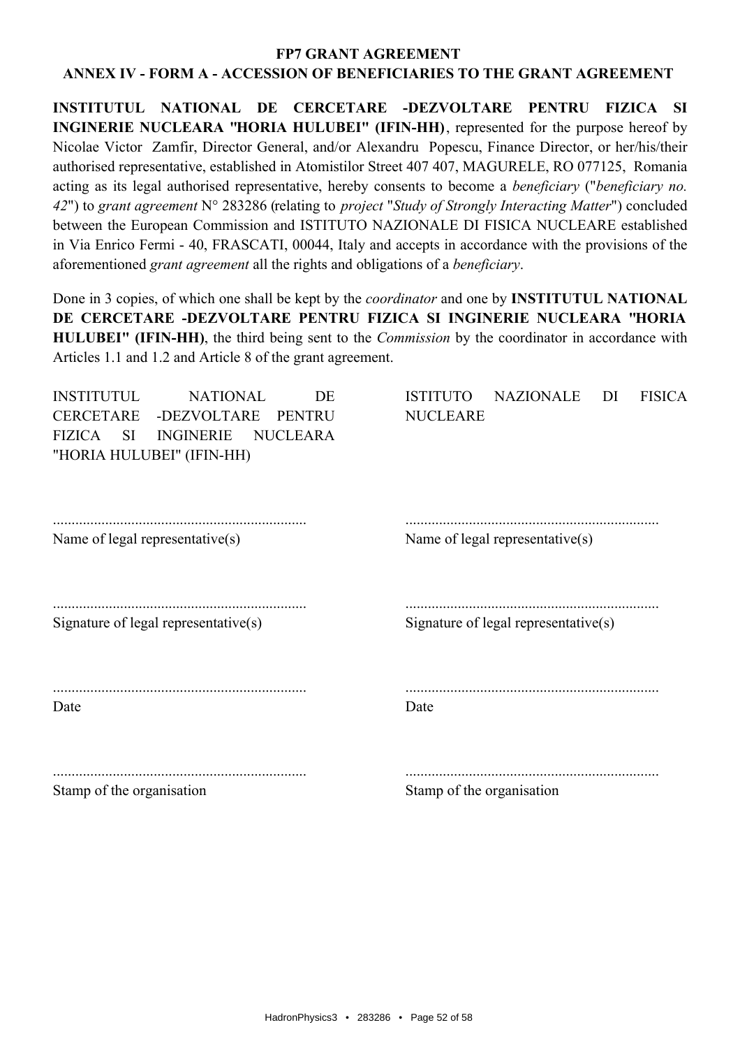**FP7 GRANT AGREEMENT**

**ANNEX IV - FORM A - ACCESSION OF BENEFICIARIES TO THE GRANT AGREEMENT**

**INSTITUTUL NATIONAL DE CERCETARE -DEZVOLTARE PENTRU FIZICA SI INGINERIE NUCLEARA "HORIA HULUBEI" (IFIN-HH)**, represented for the purpose hereof by Nicolae Victor Zamfir, Director General, and/or Alexandru Popescu, Finance Director, or her/his/their authorised representative, established in Atomistilor Street 407 407, MAGURELE, RO 077125, Romania acting as its legal authorised representative, hereby consents to become a *beneficiary* ("*beneficiary no. 42*") to *grant agreement* N° 283286 (relating to *project* "*Study of Strongly Interacting Matter*") concluded between the European Commission and ISTITUTO NAZIONALE DI FISICA NUCLEARE established in Via Enrico Fermi - 40, FRASCATI, 00044, Italy and accepts in accordance with the provisions of the aforementioned *grant agreement* all the rights and obligations of a *beneficiary*.

Done in 3 copies, of which one shall be kept by the *coordinator* and one by **INSTITUTUL NATIONAL DE CERCETARE -DEZVOLTARE PENTRU FIZICA SI INGINERIE NUCLEARA "HORIA HULUBEI" (IFIN-HH)**, the third being sent to the *Commission* by the coordinator in accordance with Articles 1.1 and 1.2 and Article 8 of the grant agreement.

| INSTITUTUL NATIONAL DE CERCETARE -DEZVOLTARE PENTRU FIZICA SI INGINERIE NUCLEARA "HORIA HULUBEI" (IFIN-HH) | ISTITUTO NAZIONALE DI FISICA NUCLEARE |
| --- | --- |
| ................................................................... | ................................................................... |
| Name of legal representative(s) | Name of legal representative(s) |
| ................................................................... | ................................................................... |
| Signature of legal representative(s) | Signature of legal representative(s) |
| ................................................................... | ................................................................... |
| Date | Date |
| ................................................................... | ................................................................... |
| Stamp of the organisation | Stamp of the organisation |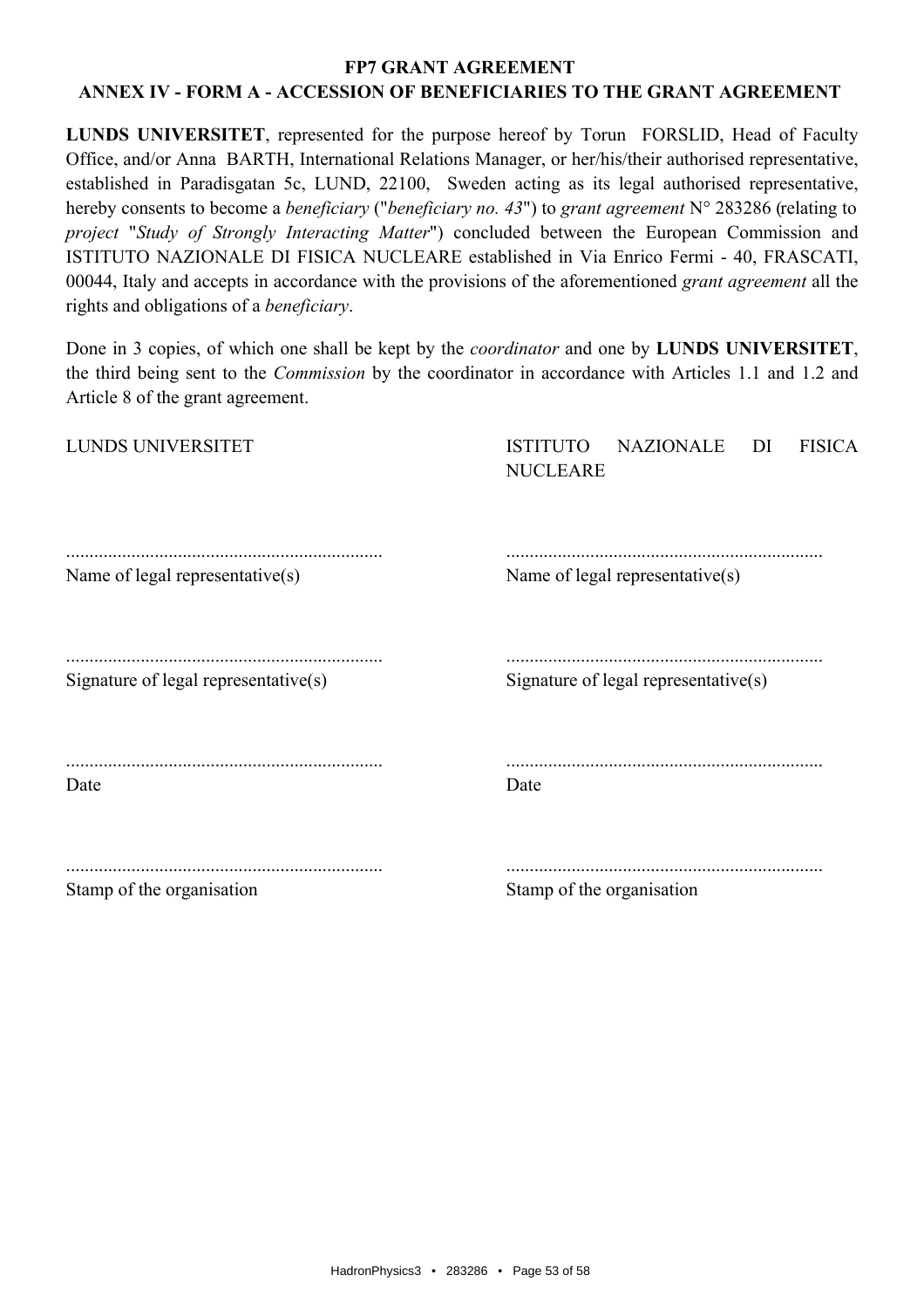**FP7 GRANT AGREEMENT**

**ANNEX IV - FORM A - ACCESSION OF BENEFICIARIES TO THE GRANT AGREEMENT**

**LUNDS UNIVERSITET**, represented for the purpose hereof by Torun FORSLID, Head of Faculty Office, and/or Anna BARTH, International Relations Manager, or her/his/their authorised representative, established in Paradisgatan 5c, LUND, 22100, Sweden acting as its legal authorised representative, hereby consents to become a *beneficiary* ("*beneficiary no. 43*") to *grant agreement* N° 283286 (relating to *project* "*Study of Strongly Interacting Matter*") concluded between the European Commission and ISTITUTO NAZIONALE DI FISICA NUCLEARE established in Via Enrico Fermi - 40, FRASCATI, 00044, Italy and accepts in accordance with the provisions of the aforementioned *grant agreement* all the rights and obligations of a *beneficiary*.

Done in 3 copies, of which one shall be kept by the *coordinator* and one by **LUNDS UNIVERSITET**, the third being sent to the *Commission* by the coordinator in accordance with Articles 1.1 and 1.2 and Article 8 of the grant agreement.

| LUNDS UNIVERSITET | ISTITUTO NAZIONALE DI FISICA NUCLEARE |
|---|---|
| ................................................................... | ................................................................... |
| Name of legal representative(s) | Name of legal representative(s) |
| ................................................................... | ................................................................... |
| Signature of legal representative(s) | Signature of legal representative(s) |
| ................................................................... | ................................................................... |
| Date | Date |
| ................................................................... | ................................................................... |
| Stamp of the organisation | Stamp of the organisation |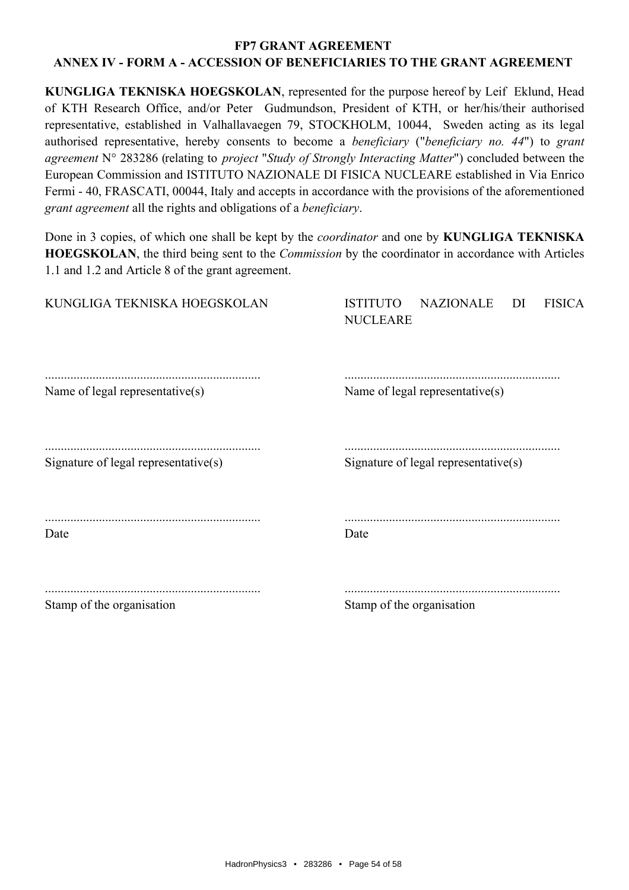**FP7 GRANT AGREEMENT**

**ANNEX IV - FORM A - ACCESSION OF BENEFICIARIES TO THE GRANT AGREEMENT**

**KUNGLIGA TEKNISKA HOEGSKOLAN**, represented for the purpose hereof by Leif Eklund, Head of KTH Research Office, and/or Peter Gudmundson, President of KTH, or her/his/their authorised representative, established in Valhallavaegen 79, STOCKHOLM, 10044, Sweden acting as its legal authorised representative, hereby consents to become a *beneficiary* ("*beneficiary no. 44*") to *grant agreement* N° 283286 (relating to *project* "*Study of Strongly Interacting Matter*") concluded between the European Commission and ISTITUTO NAZIONALE DI FISICA NUCLEARE established in Via Enrico Fermi - 40, FRASCATI, 00044, Italy and accepts in accordance with the provisions of the aforementioned *grant agreement* all the rights and obligations of a *beneficiary*.

Done in 3 copies, of which one shall be kept by the *coordinator* and one by **KUNGLIGA TEKNISKA HOEGSKOLAN**, the third being sent to the *Commission* by the coordinator in accordance with Articles 1.1 and 1.2 and Article 8 of the grant agreement.

| KUNGLIGA TEKNISKA HOEGSKOLAN | ISTITUTO NAZIONALE DI FISICA NUCLEARE |
|---|---|
| ................................................................... | ................................................................... |
| Name of legal representative(s) | Name of legal representative(s) |
| ................................................................... | ................................................................... |
| Signature of legal representative(s) | Signature of legal representative(s) |
| ................................................................... | ................................................................... |
| Date | Date |
| ................................................................... | ................................................................... |
| Stamp of the organisation | Stamp of the organisation |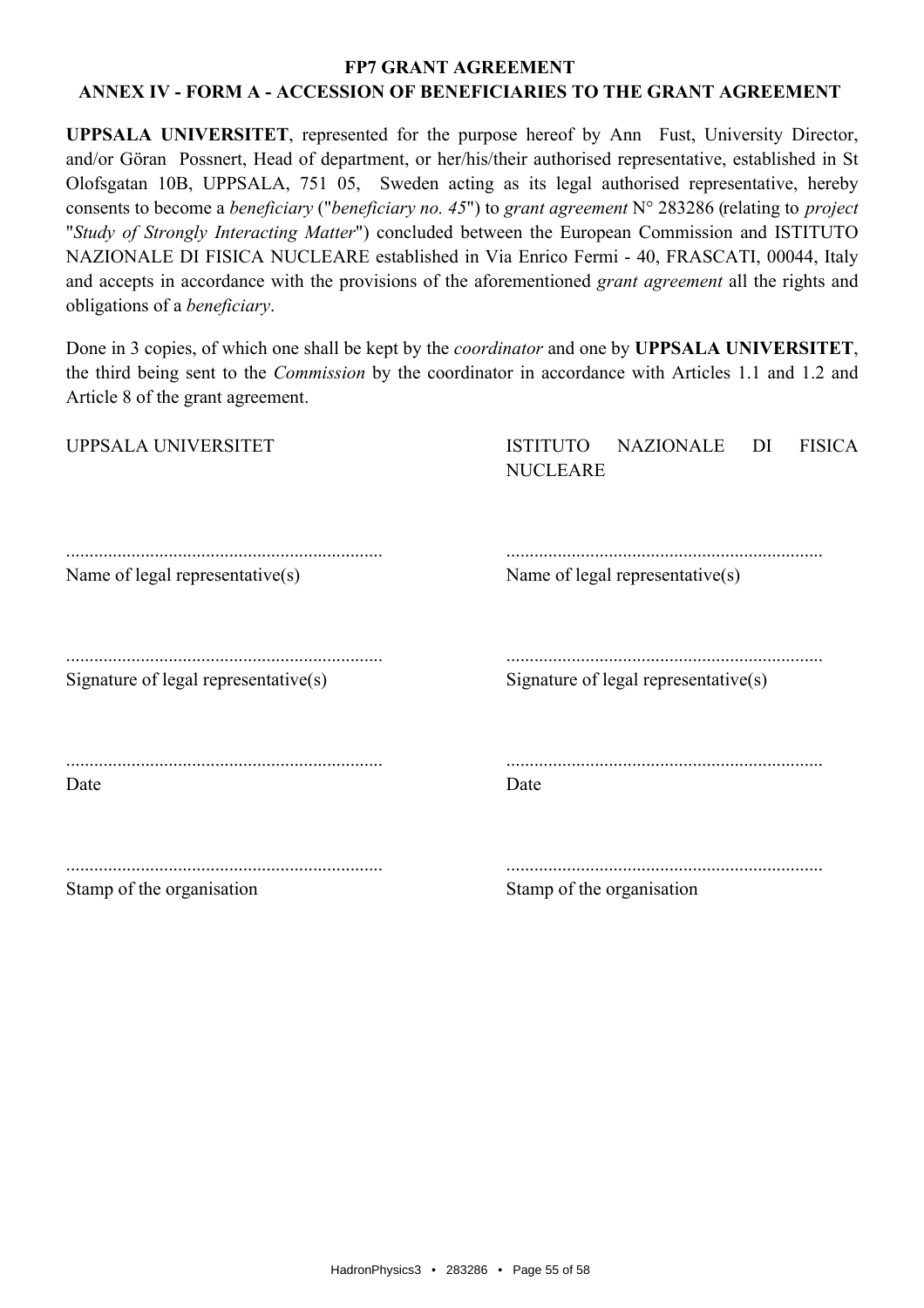# FP7 GRANT AGREEMENT

## ANNEX IV - FORM A - ACCESSION OF BENEFICIARIES TO THE GRANT AGREEMENT

**UPPSALA UNIVERSITET**, represented for the purpose hereof by Ann Fust, University Director, and/or Göran Possnert, Head of department, or her/his/their authorised representative, established in St Olofsgatan 10B, UPPSALA, 751 05, Sweden acting as its legal authorised representative, hereby consents to become a *beneficiary* ("*beneficiary no. 45*") to *grant agreement* N° 283286 (relating to *project* "*Study of Strongly Interacting Matter*") concluded between the European Commission and ISTITUTO NAZIONALE DI FISICA NUCLEARE established in Via Enrico Fermi - 40, FRASCATI, 00044, Italy and accepts in accordance with the provisions of the aforementioned *grant agreement* all the rights and obligations of a *beneficiary*.

Done in 3 copies, of which one shall be kept by the *coordinator* and one by **UPPSALA UNIVERSITET**, the third being sent to the *Commission* by the coordinator in accordance with Articles 1.1 and 1.2 and Article 8 of the grant agreement.

| UPPSALA UNIVERSITET | ISTITUTO NAZIONALE DI FISICA NUCLEARE |
| --- | --- |
| ................................................................... | ................................................................... |
| Name of legal representative(s) | Name of legal representative(s) |
| ................................................................... | ................................................................... |
| Signature of legal representative(s) | Signature of legal representative(s) |
| ................................................................... | ................................................................... |
| Date | Date |
| ................................................................... | ................................................................... |
| Stamp of the organisation | Stamp of the organisation |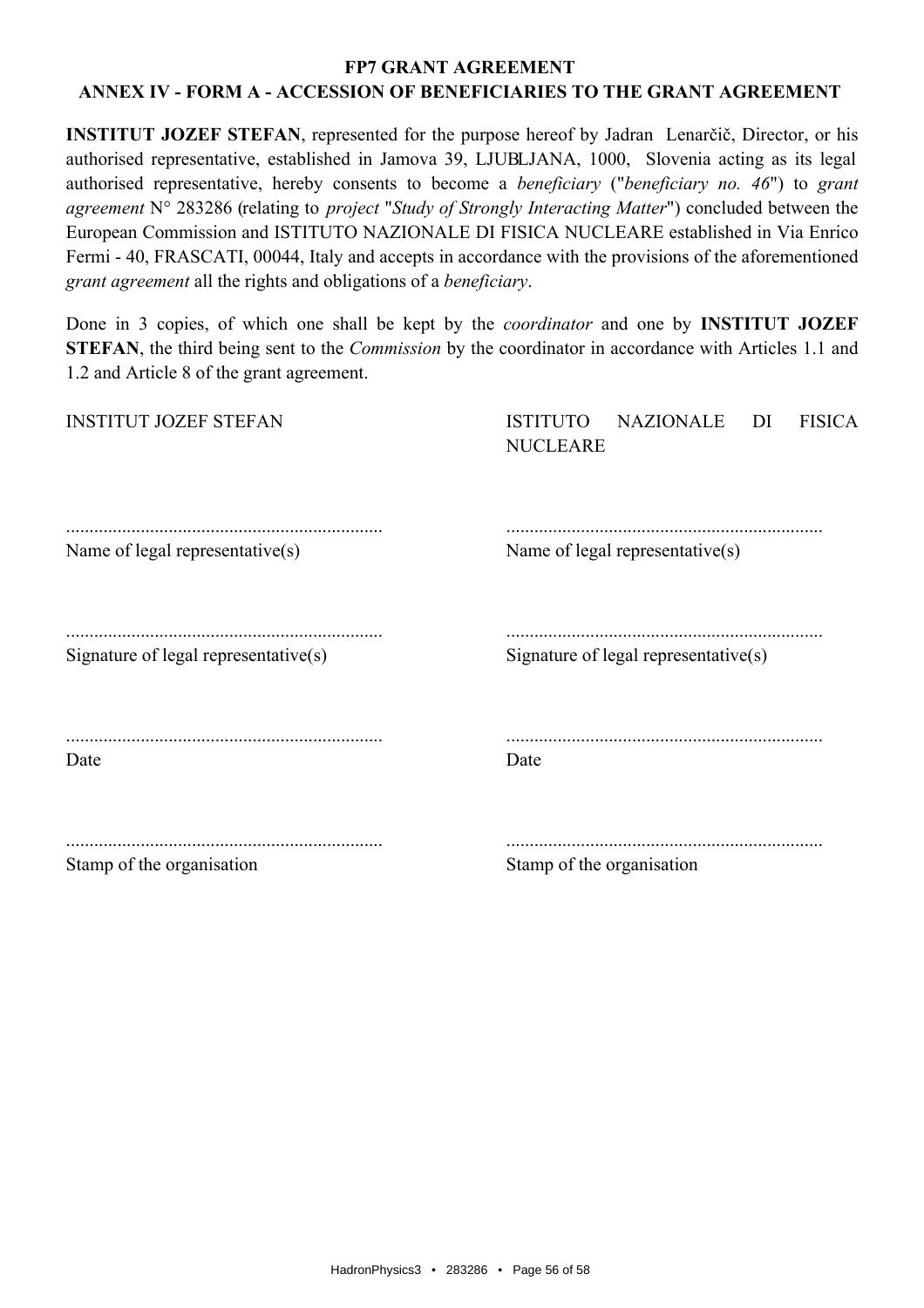**FP7 GRANT AGREEMENT**

**ANNEX IV - FORM A - ACCESSION OF BENEFICIARIES TO THE GRANT AGREEMENT**

**INSTITUT JOZEF STEFAN**, represented for the purpose hereof by Jadran Lenarčič, Director, or his authorised representative, established in Jamova 39, LJUBLJANA, 1000, Slovenia acting as its legal authorised representative, hereby consents to become a *beneficiary* ("*beneficiary no. 46*") to *grant agreement* N° 283286 (relating to *project* "*Study of Strongly Interacting Matter*") concluded between the European Commission and ISTITUTO NAZIONALE DI FISICA NUCLEARE established in Via Enrico Fermi - 40, FRASCATI, 00044, Italy and accepts in accordance with the provisions of the aforementioned *grant agreement* all the rights and obligations of a *beneficiary*.

Done in 3 copies, of which one shall be kept by the *coordinator* and one by **INSTITUT JOZEF STEFAN**, the third being sent to the *Commission* by the coordinator in accordance with Articles 1.1 and 1.2 and Article 8 of the grant agreement.

| INSTITUT JOZEF STEFAN | ISTITUTO NAZIONALE DI FISICA NUCLEARE |
|---|---|
| ................................................................... | ................................................................... |
| Name of legal representative(s) | Name of legal representative(s) |
| ................................................................... | ................................................................... |
| Signature of legal representative(s) | Signature of legal representative(s) |
| ................................................................... | ................................................................... |
| Date | Date |
| ................................................................... | ................................................................... |
| Stamp of the organisation | Stamp of the organisation |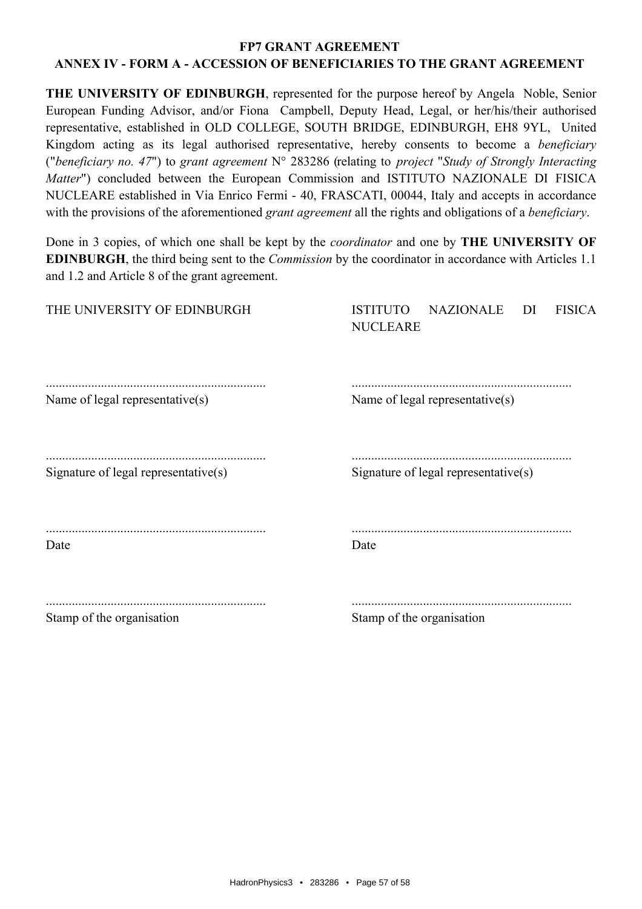**FP7 GRANT AGREEMENT**

**ANNEX IV - FORM A - ACCESSION OF BENEFICIARIES TO THE GRANT AGREEMENT**

**THE UNIVERSITY OF EDINBURGH**, represented for the purpose hereof by Angela Noble, Senior European Funding Advisor, and/or Fiona Campbell, Deputy Head, Legal, or her/his/their authorised representative, established in OLD COLLEGE, SOUTH BRIDGE, EDINBURGH, EH8 9YL, United Kingdom acting as its legal authorised representative, hereby consents to become a *beneficiary* ("*beneficiary no. 47*") to *grant agreement* N° 283286 (relating to *project* "*Study of Strongly Interacting Matter*") concluded between the European Commission and ISTITUTO NAZIONALE DI FISICA NUCLEARE established in Via Enrico Fermi - 40, FRASCATI, 00044, Italy and accepts in accordance with the provisions of the aforementioned *grant agreement* all the rights and obligations of a *beneficiary*.

Done in 3 copies, of which one shall be kept by the *coordinator* and one by **THE UNIVERSITY OF EDINBURGH**, the third being sent to the *Commission* by the coordinator in accordance with Articles 1.1 and 1.2 and Article 8 of the grant agreement.

| THE UNIVERSITY OF EDINBURGH | ISTITUTO NAZIONALE DI FISICA NUCLEARE |
| --- | --- |
| ................................................................... | ................................................................... |
| Name of legal representative(s) | Name of legal representative(s) |
| ................................................................... | ................................................................... |
| Signature of legal representative(s) | Signature of legal representative(s) |
| ................................................................... | ................................................................... |
| Date | Date |
| ................................................................... | ................................................................... |
| Stamp of the organisation | Stamp of the organisation |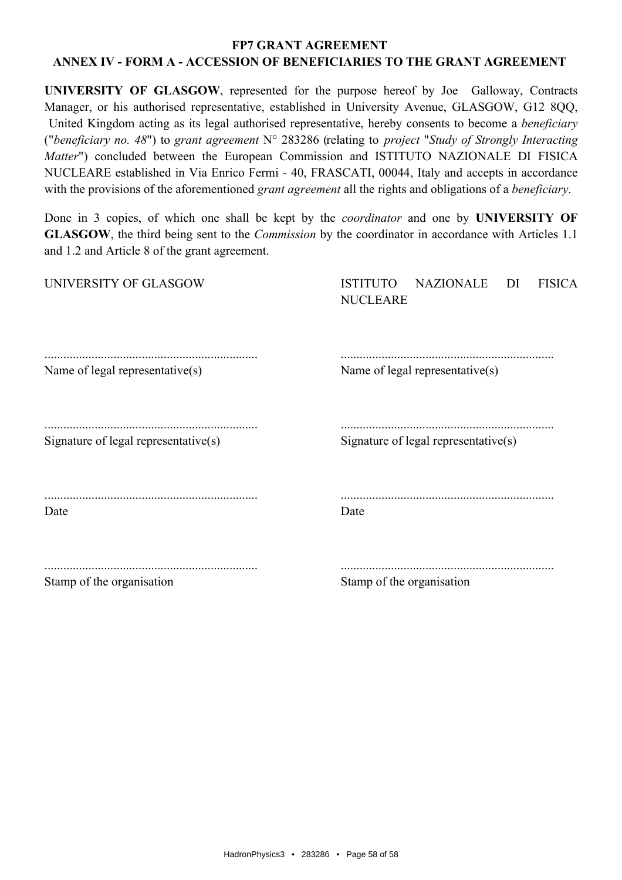**FP7 GRANT AGREEMENT**

**ANNEX IV - FORM A - ACCESSION OF BENEFICIARIES TO THE GRANT AGREEMENT**

**UNIVERSITY OF GLASGOW**, represented for the purpose hereof by Joe Galloway, Contracts Manager, or his authorised representative, established in University Avenue, GLASGOW, G12 8QQ, United Kingdom acting as its legal authorised representative, hereby consents to become a *beneficiary* ("*beneficiary no. 48*") to *grant agreement* N° 283286 (relating to *project* "*Study of Strongly Interacting Matter*") concluded between the European Commission and ISTITUTO NAZIONALE DI FISICA NUCLEARE established in Via Enrico Fermi - 40, FRASCATI, 00044, Italy and accepts in accordance with the provisions of the aforementioned *grant agreement* all the rights and obligations of a *beneficiary*.

Done in 3 copies, of which one shall be kept by the *coordinator* and one by **UNIVERSITY OF GLASGOW**, the third being sent to the *Commission* by the coordinator in accordance with Articles 1.1 and 1.2 and Article 8 of the grant agreement.

| UNIVERSITY OF GLASGOW | ISTITUTO NAZIONALE DI FISICA NUCLEARE |
| --- | --- |
| ................................................................... | ................................................................... |
| Name of legal representative(s) | Name of legal representative(s) |
| ................................................................... | ................................................................... |
| Signature of legal representative(s) | Signature of legal representative(s) |
| ................................................................... | ................................................................... |
| Date | Date |
| ................................................................... | ................................................................... |
| Stamp of the organisation | Stamp of the organisation |